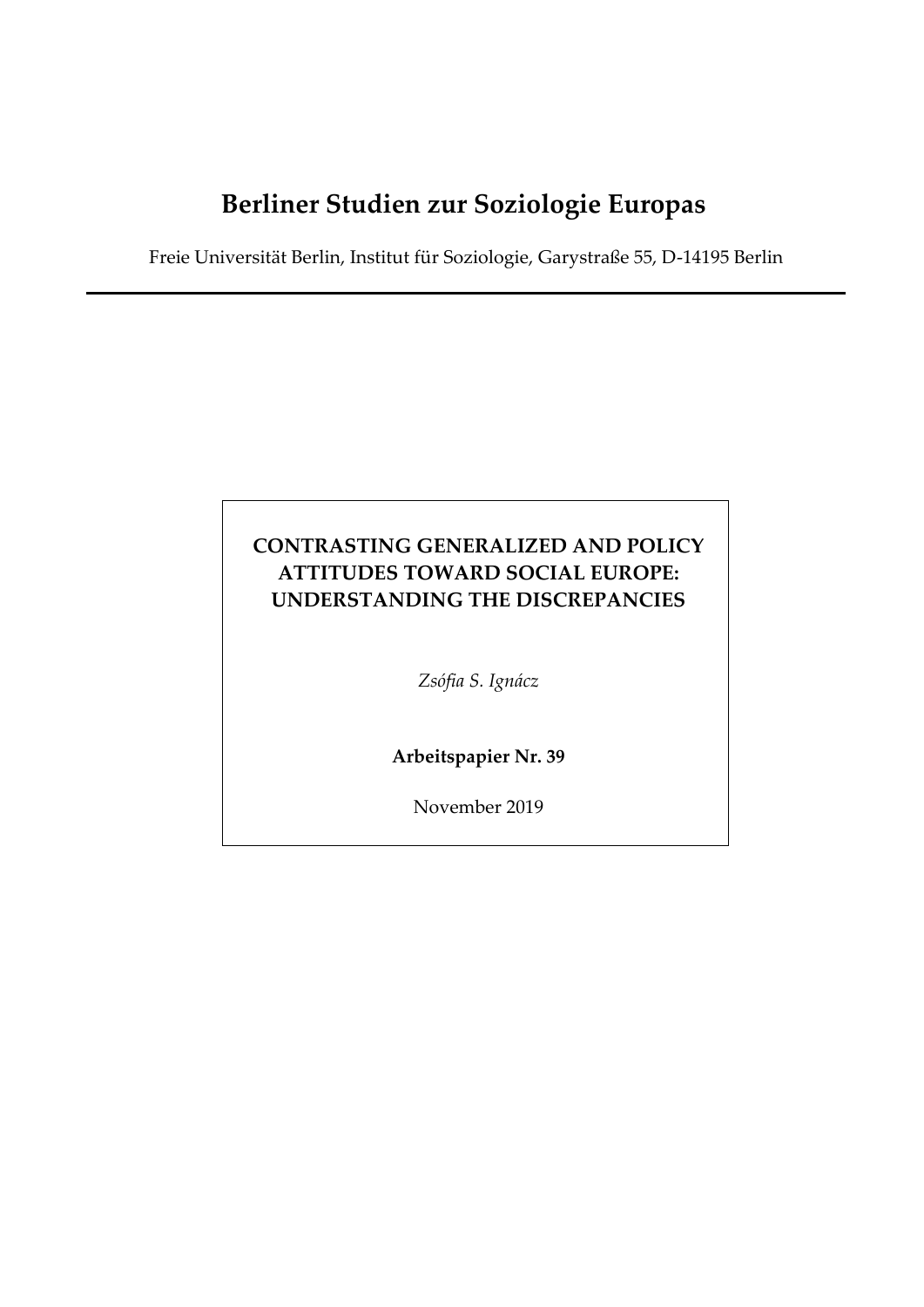# Berliner Studien zur Soziologie Europas

Freie Universität Berlin, Institut für Soziologie, Garystraße 55, D-14195 Berlin

---

**CONTRASTING GENERALIZED AND POLICY ATTITUDES TOWARD SOCIAL EUROPE: UNDERSTANDING THE DISCREPANCIES**

*Zsófia S. Ignácz*

**Arbeitspapier Nr. 39**

November 2019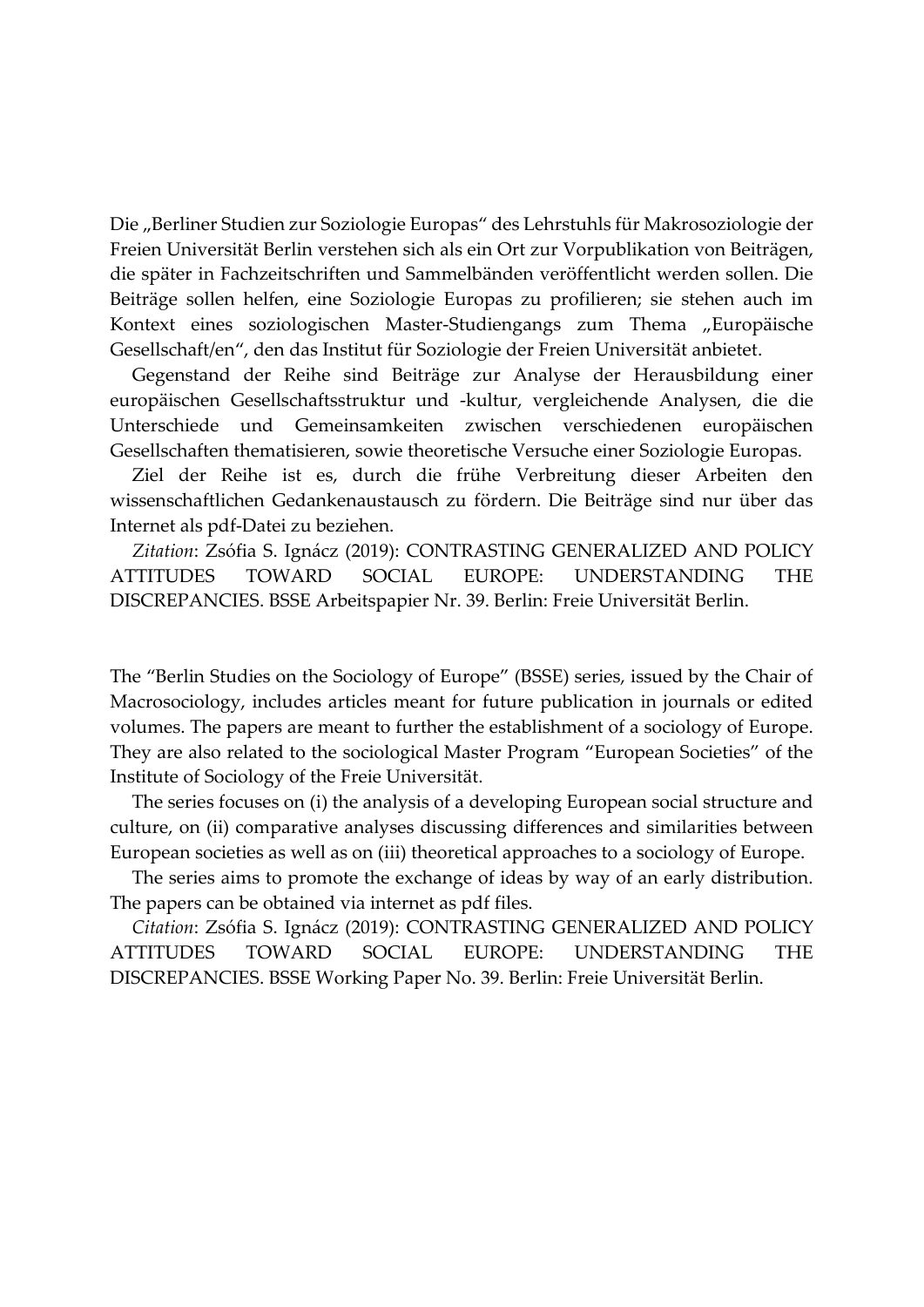Die „Berliner Studien zur Soziologie Europas" des Lehrstuhls für Makrosoziologie der Freien Universität Berlin verstehen sich als ein Ort zur Vorpublikation von Beiträgen, die später in Fachzeitschriften und Sammelbänden veröffentlicht werden sollen. Die Beiträge sollen helfen, eine Soziologie Europas zu profilieren; sie stehen auch im Kontext eines soziologischen Master-Studiengangs zum Thema „Europäische Gesellschaft/en", den das Institut für Soziologie der Freien Universität anbietet.

Gegenstand der Reihe sind Beiträge zur Analyse der Herausbildung einer europäischen Gesellschaftsstruktur und -kultur, vergleichende Analysen, die die Unterschiede und Gemeinsamkeiten zwischen verschiedenen europäischen Gesellschaften thematisieren, sowie theoretische Versuche einer Soziologie Europas.

Ziel der Reihe ist es, durch die frühe Verbreitung dieser Arbeiten den wissenschaftlichen Gedankenaustausch zu fördern. Die Beiträge sind nur über das Internet als pdf-Datei zu beziehen.

*Zitation*: Zsófia S. Ignácz (2019): CONTRASTING GENERALIZED AND POLICY ATTITUDES TOWARD SOCIAL EUROPE: UNDERSTANDING THE DISCREPANCIES. BSSE Arbeitspapier Nr. 39. Berlin: Freie Universität Berlin.

The "Berlin Studies on the Sociology of Europe" (BSSE) series, issued by the Chair of Macrosociology, includes articles meant for future publication in journals or edited volumes. The papers are meant to further the establishment of a sociology of Europe. They are also related to the sociological Master Program "European Societies" of the Institute of Sociology of the Freie Universität.

The series focuses on (i) the analysis of a developing European social structure and culture, on (ii) comparative analyses discussing differences and similarities between European societies as well as on (iii) theoretical approaches to a sociology of Europe.

The series aims to promote the exchange of ideas by way of an early distribution. The papers can be obtained via internet as pdf files.

*Citation*: Zsófia S. Ignácz (2019): CONTRASTING GENERALIZED AND POLICY ATTITUDES TOWARD SOCIAL EUROPE: UNDERSTANDING THE DISCREPANCIES. BSSE Working Paper No. 39. Berlin: Freie Universität Berlin.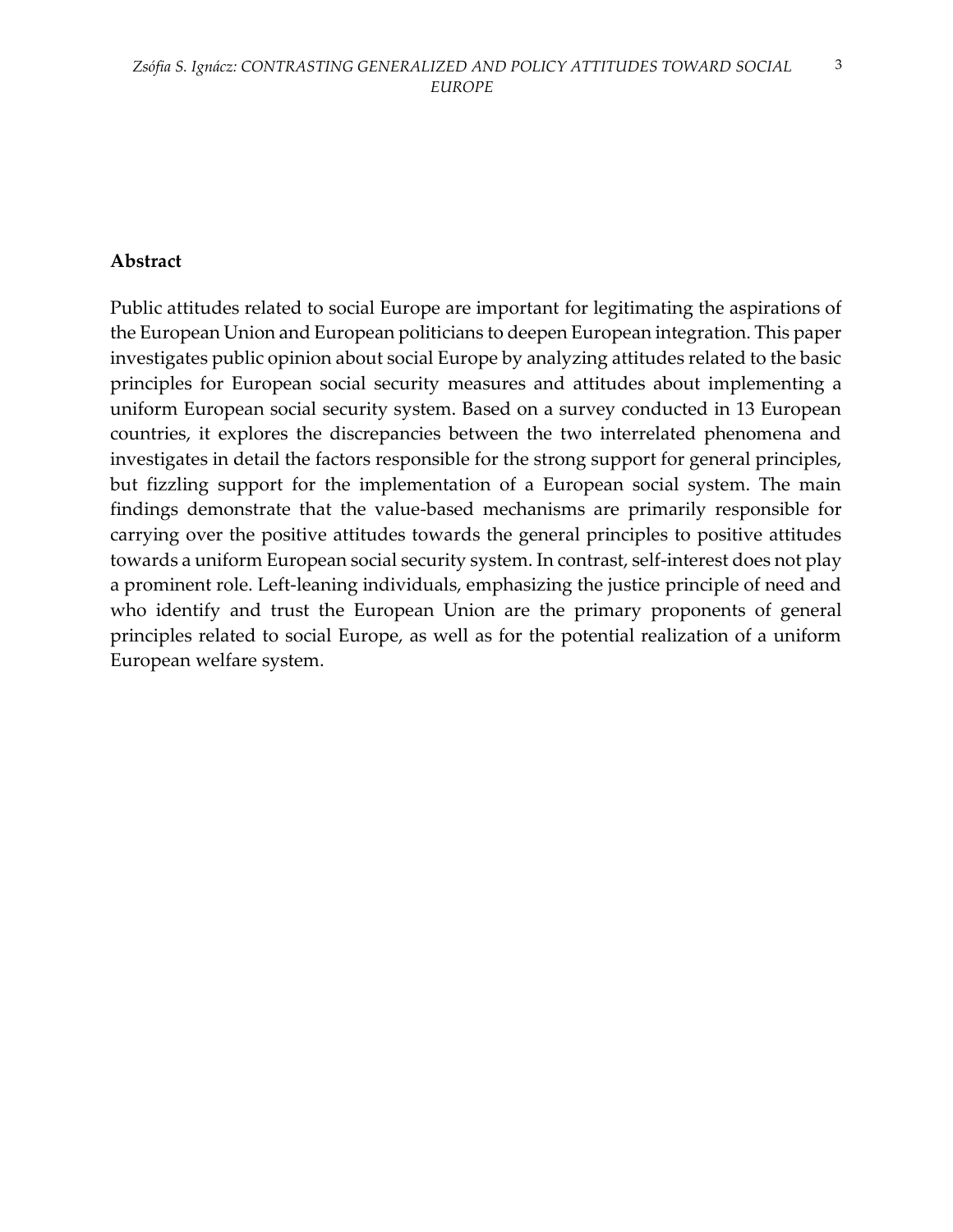## Abstract

Public attitudes related to social Europe are important for legitimating the aspirations of the European Union and European politicians to deepen European integration. This paper investigates public opinion about social Europe by analyzing attitudes related to the basic principles for European social security measures and attitudes about implementing a uniform European social security system. Based on a survey conducted in 13 European countries, it explores the discrepancies between the two interrelated phenomena and investigates in detail the factors responsible for the strong support for general principles, but fizzling support for the implementation of a European social system. The main findings demonstrate that the value-based mechanisms are primarily responsible for carrying over the positive attitudes towards the general principles to positive attitudes towards a uniform European social security system. In contrast, self-interest does not play a prominent role. Left-leaning individuals, emphasizing the justice principle of need and who identify and trust the European Union are the primary proponents of general principles related to social Europe, as well as for the potential realization of a uniform European welfare system.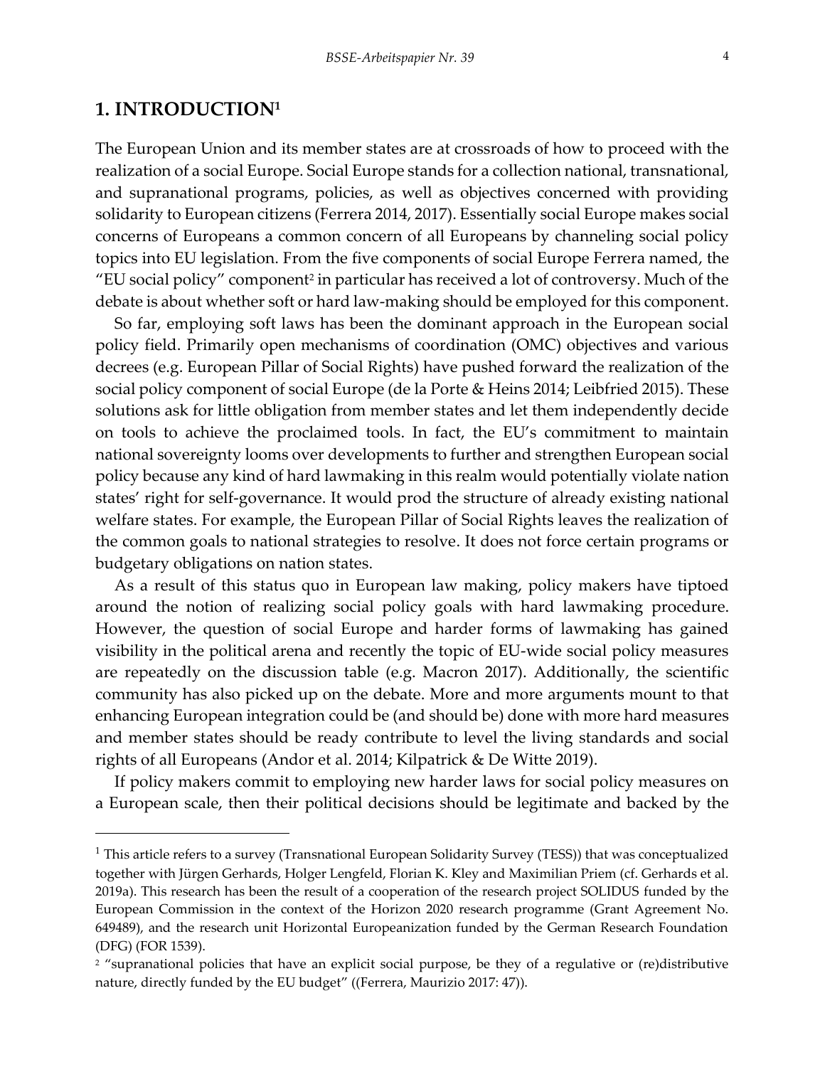# 1. INTRODUCTION[1]

The European Union and its member states are at crossroads of how to proceed with the realization of a social Europe. Social Europe stands for a collection national, transnational, and supranational programs, policies, as well as objectives concerned with providing solidarity to European citizens (Ferrera 2014, 2017). Essentially social Europe makes social concerns of Europeans a common concern of all Europeans by channeling social policy topics into EU legislation. From the five components of social Europe Ferrera named, the "EU social policy" component[2] in particular has received a lot of controversy. Much of the debate is about whether soft or hard law-making should be employed for this component.

So far, employing soft laws has been the dominant approach in the European social policy field. Primarily open mechanisms of coordination (OMC) objectives and various decrees (e.g. European Pillar of Social Rights) have pushed forward the realization of the social policy component of social Europe (de la Porte & Heins 2014; Leibfried 2015). These solutions ask for little obligation from member states and let them independently decide on tools to achieve the proclaimed tools. In fact, the EU's commitment to maintain national sovereignty looms over developments to further and strengthen European social policy because any kind of hard lawmaking in this realm would potentially violate nation states' right for self-governance. It would prod the structure of already existing national welfare states. For example, the European Pillar of Social Rights leaves the realization of the common goals to national strategies to resolve. It does not force certain programs or budgetary obligations on nation states.

As a result of this status quo in European law making, policy makers have tiptoed around the notion of realizing social policy goals with hard lawmaking procedure. However, the question of social Europe and harder forms of lawmaking has gained visibility in the political arena and recently the topic of EU-wide social policy measures are repeatedly on the discussion table (e.g. Macron 2017). Additionally, the scientific community has also picked up on the debate. More and more arguments mount to that enhancing European integration could be (and should be) done with more hard measures and member states should be ready contribute to level the living standards and social rights of all Europeans (Andor et al. 2014; Kilpatrick & De Witte 2019).

If policy makers commit to employing new harder laws for social policy measures on a European scale, then their political decisions should be legitimate and backed by the

---

[1] This article refers to a survey (Transnational European Solidarity Survey (TESS)) that was conceptualized together with Jürgen Gerhards, Holger Lengfeld, Florian K. Kley and Maximilian Priem (cf. Gerhards et al. 2019a). This research has been the result of a cooperation of the research project SOLIDUS funded by the European Commission in the context of the Horizon 2020 research programme (Grant Agreement No. 649489), and the research unit Horizontal Europeanization funded by the German Research Foundation (DFG) (FOR 1539).

[2] "supranational policies that have an explicit social purpose, be they of a regulative or (re)distributive nature, directly funded by the EU budget" ((Ferrera, Maurizio 2017: 47)).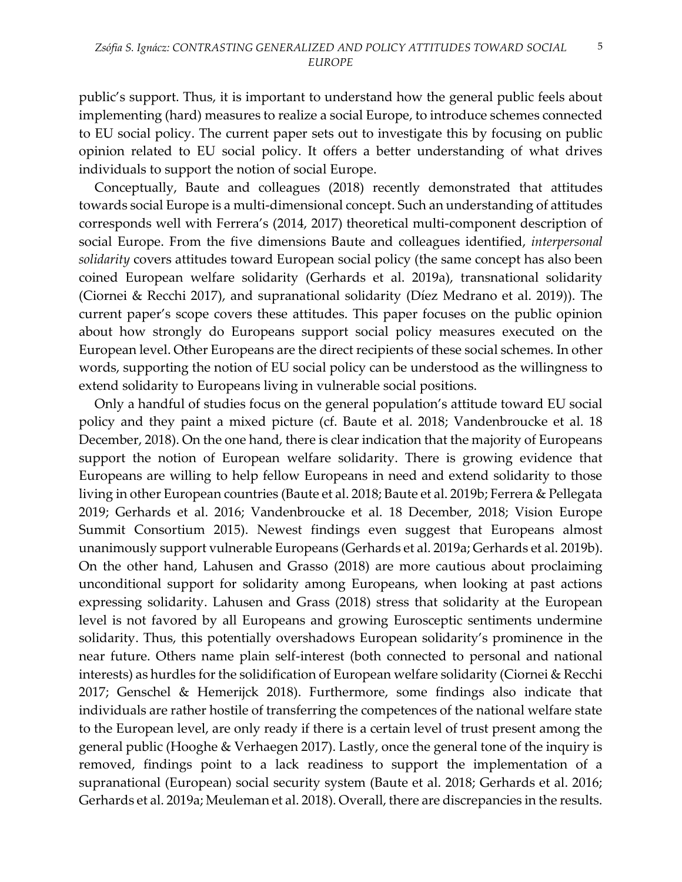public's support. Thus, it is important to understand how the general public feels about implementing (hard) measures to realize a social Europe, to introduce schemes connected to EU social policy. The current paper sets out to investigate this by focusing on public opinion related to EU social policy. It offers a better understanding of what drives individuals to support the notion of social Europe.

Conceptually, Baute and colleagues (2018) recently demonstrated that attitudes towards social Europe is a multi-dimensional concept. Such an understanding of attitudes corresponds well with Ferrera's (2014, 2017) theoretical multi-component description of social Europe. From the five dimensions Baute and colleagues identified, *interpersonal solidarity* covers attitudes toward European social policy (the same concept has also been coined European welfare solidarity (Gerhards et al. 2019a), transnational solidarity (Ciornei & Recchi 2017), and supranational solidarity (Díez Medrano et al. 2019)). The current paper's scope covers these attitudes. This paper focuses on the public opinion about how strongly do Europeans support social policy measures executed on the European level. Other Europeans are the direct recipients of these social schemes. In other words, supporting the notion of EU social policy can be understood as the willingness to extend solidarity to Europeans living in vulnerable social positions.

Only a handful of studies focus on the general population's attitude toward EU social policy and they paint a mixed picture (cf. Baute et al. 2018; Vandenbroucke et al. 18 December, 2018). On the one hand, there is clear indication that the majority of Europeans support the notion of European welfare solidarity. There is growing evidence that Europeans are willing to help fellow Europeans in need and extend solidarity to those living in other European countries (Baute et al. 2018; Baute et al. 2019b; Ferrera & Pellegata 2019; Gerhards et al. 2016; Vandenbroucke et al. 18 December, 2018; Vision Europe Summit Consortium 2015). Newest findings even suggest that Europeans almost unanimously support vulnerable Europeans (Gerhards et al. 2019a; Gerhards et al. 2019b). On the other hand, Lahusen and Grasso (2018) are more cautious about proclaiming unconditional support for solidarity among Europeans, when looking at past actions expressing solidarity. Lahusen and Grass (2018) stress that solidarity at the European level is not favored by all Europeans and growing Eurosceptic sentiments undermine solidarity. Thus, this potentially overshadows European solidarity's prominence in the near future. Others name plain self-interest (both connected to personal and national interests) as hurdles for the solidification of European welfare solidarity (Ciornei & Recchi 2017; Genschel & Hemerijck 2018). Furthermore, some findings also indicate that individuals are rather hostile of transferring the competences of the national welfare state to the European level, are only ready if there is a certain level of trust present among the general public (Hooghe & Verhaegen 2017). Lastly, once the general tone of the inquiry is removed, findings point to a lack readiness to support the implementation of a supranational (European) social security system (Baute et al. 2018; Gerhards et al. 2016; Gerhards et al. 2019a; Meuleman et al. 2018). Overall, there are discrepancies in the results.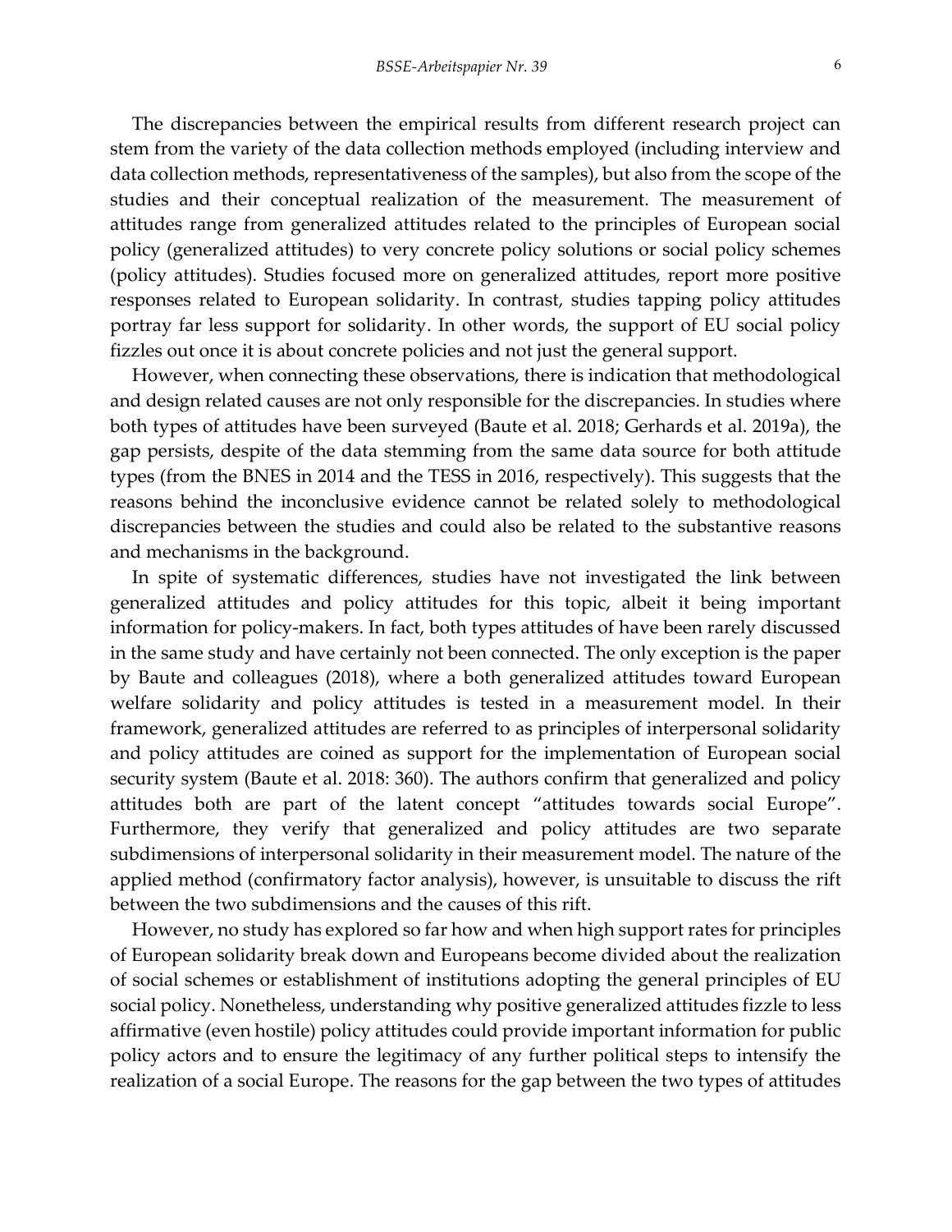The discrepancies between the empirical results from different research project can stem from the variety of the data collection methods employed (including interview and data collection methods, representativeness of the samples), but also from the scope of the studies and their conceptual realization of the measurement. The measurement of attitudes range from generalized attitudes related to the principles of European social policy (generalized attitudes) to very concrete policy solutions or social policy schemes (policy attitudes). Studies focused more on generalized attitudes, report more positive responses related to European solidarity. In contrast, studies tapping policy attitudes portray far less support for solidarity. In other words, the support of EU social policy fizzles out once it is about concrete policies and not just the general support.

However, when connecting these observations, there is indication that methodological and design related causes are not only responsible for the discrepancies. In studies where both types of attitudes have been surveyed (Baute et al. 2018; Gerhards et al. 2019a), the gap persists, despite of the data stemming from the same data source for both attitude types (from the BNES in 2014 and the TESS in 2016, respectively). This suggests that the reasons behind the inconclusive evidence cannot be related solely to methodological discrepancies between the studies and could also be related to the substantive reasons and mechanisms in the background.

In spite of systematic differences, studies have not investigated the link between generalized attitudes and policy attitudes for this topic, albeit it being important information for policy-makers. In fact, both types attitudes of have been rarely discussed in the same study and have certainly not been connected. The only exception is the paper by Baute and colleagues (2018), where a both generalized attitudes toward European welfare solidarity and policy attitudes is tested in a measurement model. In their framework, generalized attitudes are referred to as principles of interpersonal solidarity and policy attitudes are coined as support for the implementation of European social security system (Baute et al. 2018: 360). The authors confirm that generalized and policy attitudes both are part of the latent concept "attitudes towards social Europe". Furthermore, they verify that generalized and policy attitudes are two separate subdimensions of interpersonal solidarity in their measurement model. The nature of the applied method (confirmatory factor analysis), however, is unsuitable to discuss the rift between the two subdimensions and the causes of this rift.

However, no study has explored so far how and when high support rates for principles of European solidarity break down and Europeans become divided about the realization of social schemes or establishment of institutions adopting the general principles of EU social policy. Nonetheless, understanding why positive generalized attitudes fizzle to less affirmative (even hostile) policy attitudes could provide important information for public policy actors and to ensure the legitimacy of any further political steps to intensify the realization of a social Europe. The reasons for the gap between the two types of attitudes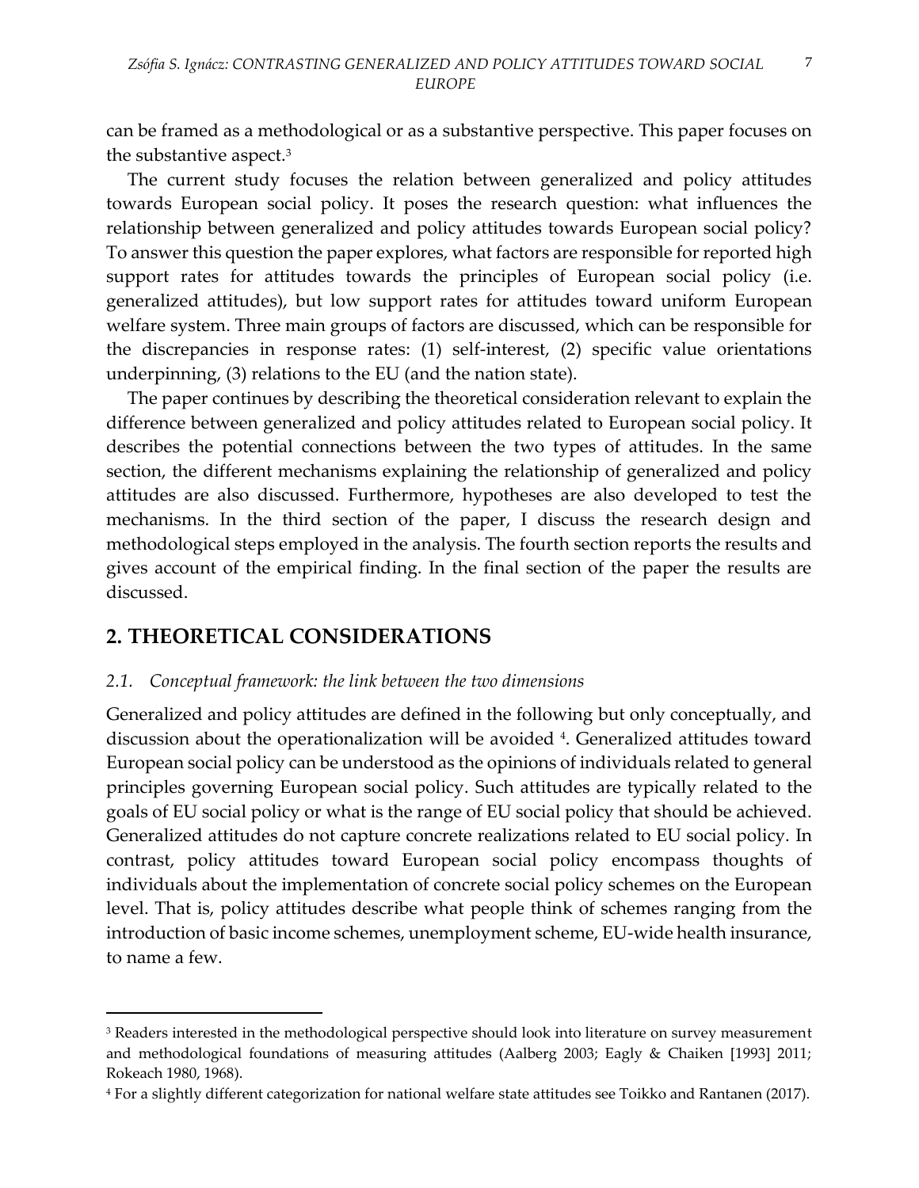can be framed as a methodological or as a substantive perspective. This paper focuses on the substantive aspect.[3]

The current study focuses the relation between generalized and policy attitudes towards European social policy. It poses the research question: what influences the relationship between generalized and policy attitudes towards European social policy? To answer this question the paper explores, what factors are responsible for reported high support rates for attitudes towards the principles of European social policy (i.e. generalized attitudes), but low support rates for attitudes toward uniform European welfare system. Three main groups of factors are discussed, which can be responsible for the discrepancies in response rates: (1) self-interest, (2) specific value orientations underpinning, (3) relations to the EU (and the nation state).

The paper continues by describing the theoretical consideration relevant to explain the difference between generalized and policy attitudes related to European social policy. It describes the potential connections between the two types of attitudes. In the same section, the different mechanisms explaining the relationship of generalized and policy attitudes are also discussed. Furthermore, hypotheses are also developed to test the mechanisms. In the third section of the paper, I discuss the research design and methodological steps employed in the analysis. The fourth section reports the results and gives account of the empirical finding. In the final section of the paper the results are discussed.

## 2. THEORETICAL CONSIDERATIONS

### *2.1. Conceptual framework: the link between the two dimensions*

Generalized and policy attitudes are defined in the following but only conceptually, and discussion about the operationalization will be avoided [4]. Generalized attitudes toward European social policy can be understood as the opinions of individuals related to general principles governing European social policy. Such attitudes are typically related to the goals of EU social policy or what is the range of EU social policy that should be achieved. Generalized attitudes do not capture concrete realizations related to EU social policy. In contrast, policy attitudes toward European social policy encompass thoughts of individuals about the implementation of concrete social policy schemes on the European level. That is, policy attitudes describe what people think of schemes ranging from the introduction of basic income schemes, unemployment scheme, EU-wide health insurance, to name a few.

---

[3] Readers interested in the methodological perspective should look into literature on survey measurement and methodological foundations of measuring attitudes (Aalberg 2003; Eagly & Chaiken [1993] 2011; Rokeach 1980, 1968).

[4] For a slightly different categorization for national welfare state attitudes see Toikko and Rantanen (2017).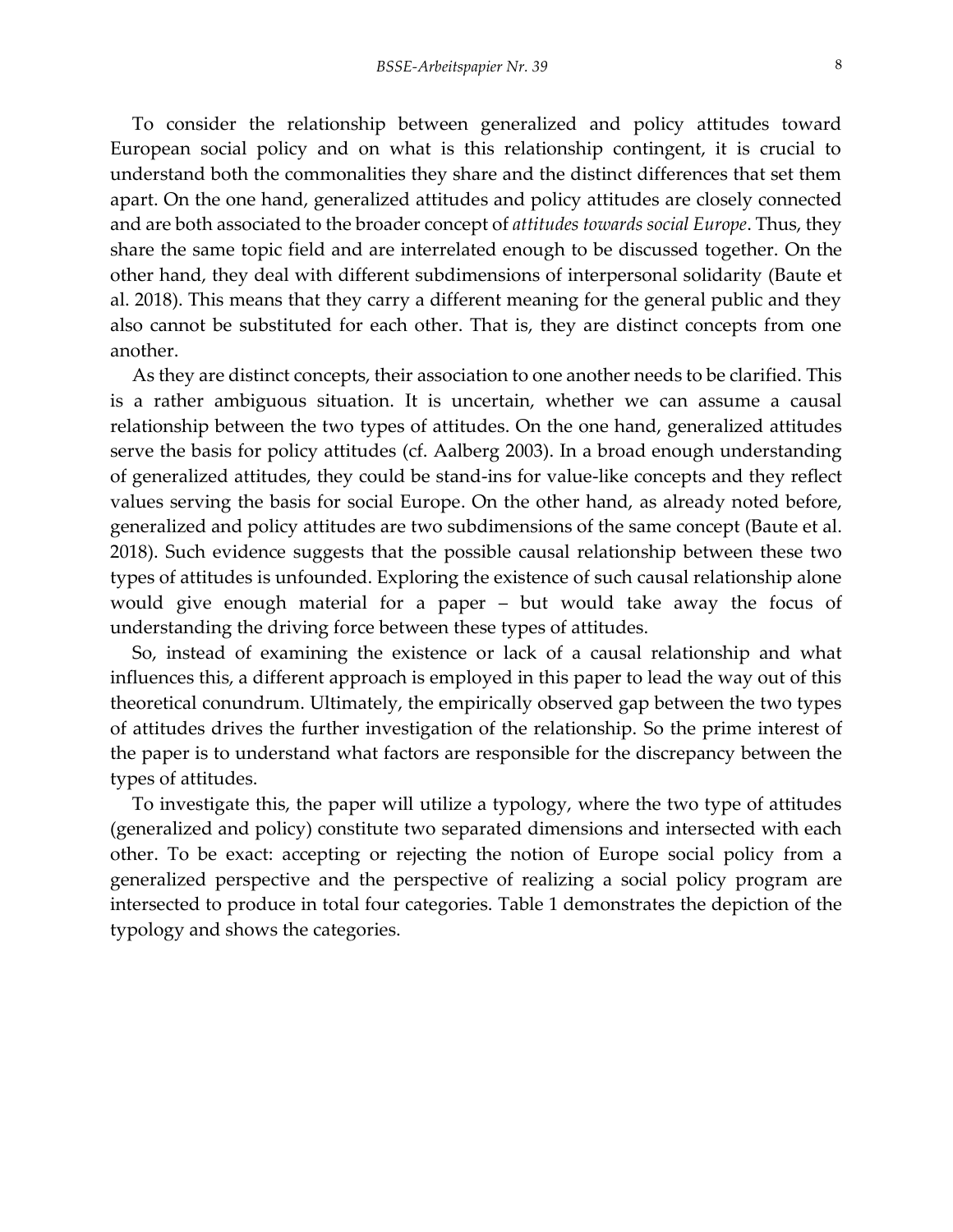To consider the relationship between generalized and policy attitudes toward European social policy and on what is this relationship contingent, it is crucial to understand both the commonalities they share and the distinct differences that set them apart. On the one hand, generalized attitudes and policy attitudes are closely connected and are both associated to the broader concept of *attitudes towards social Europe*. Thus, they share the same topic field and are interrelated enough to be discussed together. On the other hand, they deal with different subdimensions of interpersonal solidarity (Baute et al. 2018). This means that they carry a different meaning for the general public and they also cannot be substituted for each other. That is, they are distinct concepts from one another.

As they are distinct concepts, their association to one another needs to be clarified. This is a rather ambiguous situation. It is uncertain, whether we can assume a causal relationship between the two types of attitudes. On the one hand, generalized attitudes serve the basis for policy attitudes (cf. Aalberg 2003). In a broad enough understanding of generalized attitudes, they could be stand-ins for value-like concepts and they reflect values serving the basis for social Europe. On the other hand, as already noted before, generalized and policy attitudes are two subdimensions of the same concept (Baute et al. 2018). Such evidence suggests that the possible causal relationship between these two types of attitudes is unfounded. Exploring the existence of such causal relationship alone would give enough material for a paper – but would take away the focus of understanding the driving force between these types of attitudes.

So, instead of examining the existence or lack of a causal relationship and what influences this, a different approach is employed in this paper to lead the way out of this theoretical conundrum. Ultimately, the empirically observed gap between the two types of attitudes drives the further investigation of the relationship. So the prime interest of the paper is to understand what factors are responsible for the discrepancy between the types of attitudes.

To investigate this, the paper will utilize a typology, where the two type of attitudes (generalized and policy) constitute two separated dimensions and intersected with each other. To be exact: accepting or rejecting the notion of Europe social policy from a generalized perspective and the perspective of realizing a social policy program are intersected to produce in total four categories. Table 1 demonstrates the depiction of the typology and shows the categories.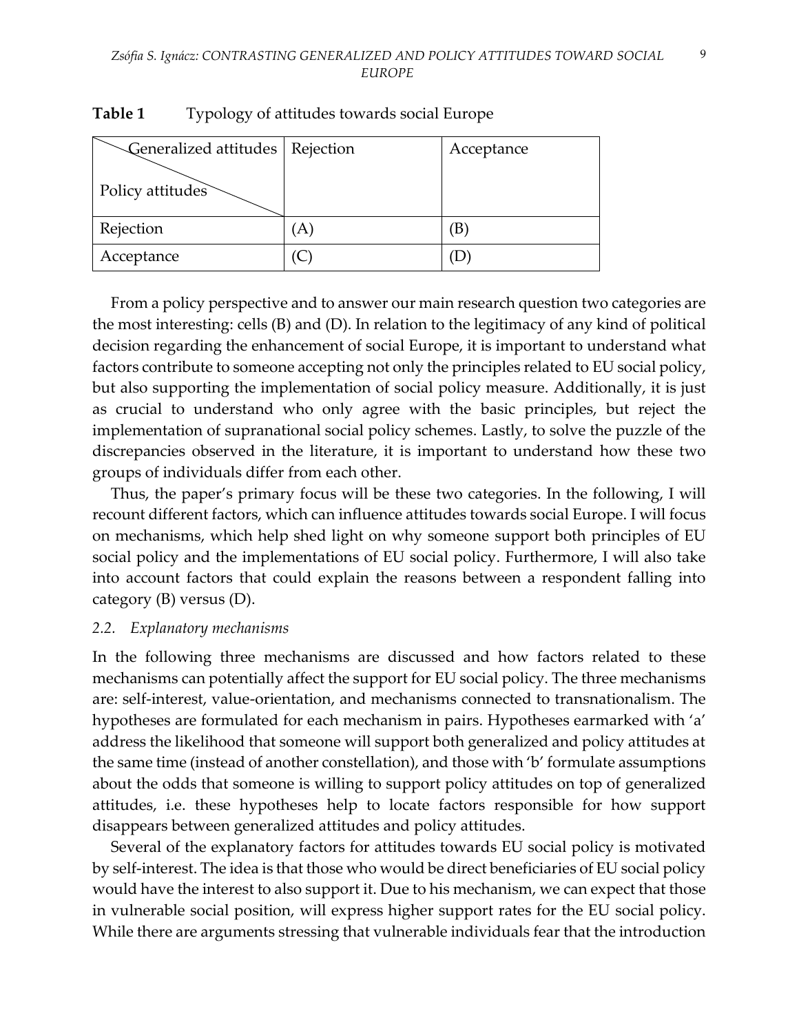**Table 1** Typology of attitudes towards social Europe

| Generalized attitudes / Policy attitudes | Rejection | Acceptance |
|---|---|---|
| Rejection | (A) | (B) |
| Acceptance | (C) | (D) |

From a policy perspective and to answer our main research question two categories are the most interesting: cells (B) and (D). In relation to the legitimacy of any kind of political decision regarding the enhancement of social Europe, it is important to understand what factors contribute to someone accepting not only the principles related to EU social policy, but also supporting the implementation of social policy measure. Additionally, it is just as crucial to understand who only agree with the basic principles, but reject the implementation of supranational social policy schemes. Lastly, to solve the puzzle of the discrepancies observed in the literature, it is important to understand how these two groups of individuals differ from each other.

Thus, the paper's primary focus will be these two categories. In the following, I will recount different factors, which can influence attitudes towards social Europe. I will focus on mechanisms, which help shed light on why someone support both principles of EU social policy and the implementations of EU social policy. Furthermore, I will also take into account factors that could explain the reasons between a respondent falling into category (B) versus (D).

### *2.2. Explanatory mechanisms*

In the following three mechanisms are discussed and how factors related to these mechanisms can potentially affect the support for EU social policy. The three mechanisms are: self-interest, value-orientation, and mechanisms connected to transnationalism. The hypotheses are formulated for each mechanism in pairs. Hypotheses earmarked with 'a' address the likelihood that someone will support both generalized and policy attitudes at the same time (instead of another constellation), and those with 'b' formulate assumptions about the odds that someone is willing to support policy attitudes on top of generalized attitudes, i.e. these hypotheses help to locate factors responsible for how support disappears between generalized attitudes and policy attitudes.

Several of the explanatory factors for attitudes towards EU social policy is motivated by self-interest. The idea is that those who would be direct beneficiaries of EU social policy would have the interest to also support it. Due to his mechanism, we can expect that those in vulnerable social position, will express higher support rates for the EU social policy. While there are arguments stressing that vulnerable individuals fear that the introduction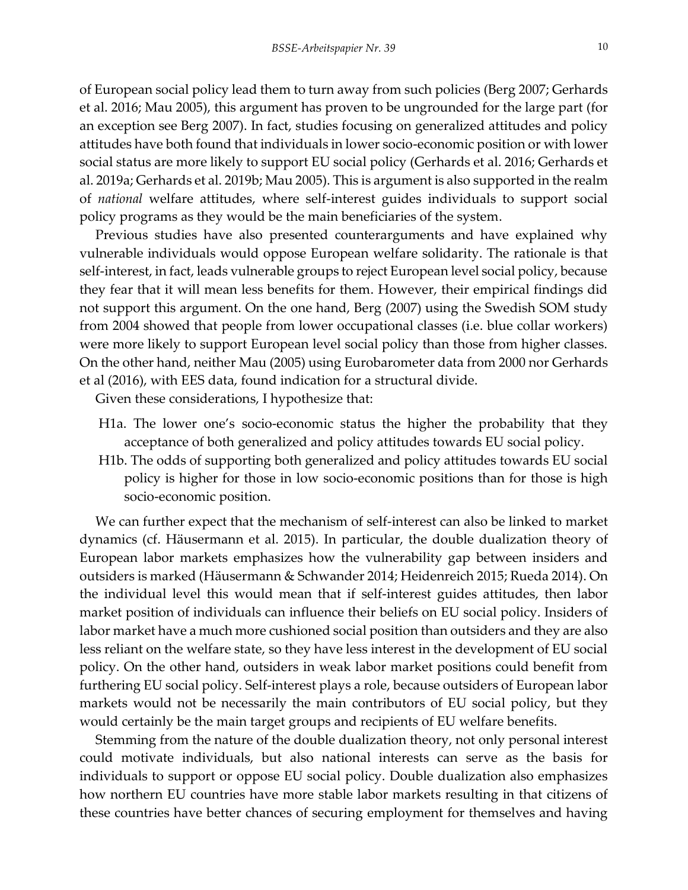of European social policy lead them to turn away from such policies (Berg 2007; Gerhards et al. 2016; Mau 2005), this argument has proven to be ungrounded for the large part (for an exception see Berg 2007). In fact, studies focusing on generalized attitudes and policy attitudes have both found that individuals in lower socio-economic position or with lower social status are more likely to support EU social policy (Gerhards et al. 2016; Gerhards et al. 2019a; Gerhards et al. 2019b; Mau 2005). This is argument is also supported in the realm of *national* welfare attitudes, where self-interest guides individuals to support social policy programs as they would be the main beneficiaries of the system.

Previous studies have also presented counterarguments and have explained why vulnerable individuals would oppose European welfare solidarity. The rationale is that self-interest, in fact, leads vulnerable groups to reject European level social policy, because they fear that it will mean less benefits for them. However, their empirical findings did not support this argument. On the one hand, Berg (2007) using the Swedish SOM study from 2004 showed that people from lower occupational classes (i.e. blue collar workers) were more likely to support European level social policy than those from higher classes. On the other hand, neither Mau (2005) using Eurobarometer data from 2000 nor Gerhards et al (2016), with EES data, found indication for a structural divide.

Given these considerations, I hypothesize that:

H1a. The lower one's socio-economic status the higher the probability that they acceptance of both generalized and policy attitudes towards EU social policy.

H1b. The odds of supporting both generalized and policy attitudes towards EU social policy is higher for those in low socio-economic positions than for those is high socio-economic position.

We can further expect that the mechanism of self-interest can also be linked to market dynamics (cf. Häusermann et al. 2015). In particular, the double dualization theory of European labor markets emphasizes how the vulnerability gap between insiders and outsiders is marked (Häusermann & Schwander 2014; Heidenreich 2015; Rueda 2014). On the individual level this would mean that if self-interest guides attitudes, then labor market position of individuals can influence their beliefs on EU social policy. Insiders of labor market have a much more cushioned social position than outsiders and they are also less reliant on the welfare state, so they have less interest in the development of EU social policy. On the other hand, outsiders in weak labor market positions could benefit from furthering EU social policy. Self-interest plays a role, because outsiders of European labor markets would not be necessarily the main contributors of EU social policy, but they would certainly be the main target groups and recipients of EU welfare benefits.

Stemming from the nature of the double dualization theory, not only personal interest could motivate individuals, but also national interests can serve as the basis for individuals to support or oppose EU social policy. Double dualization also emphasizes how northern EU countries have more stable labor markets resulting in that citizens of these countries have better chances of securing employment for themselves and having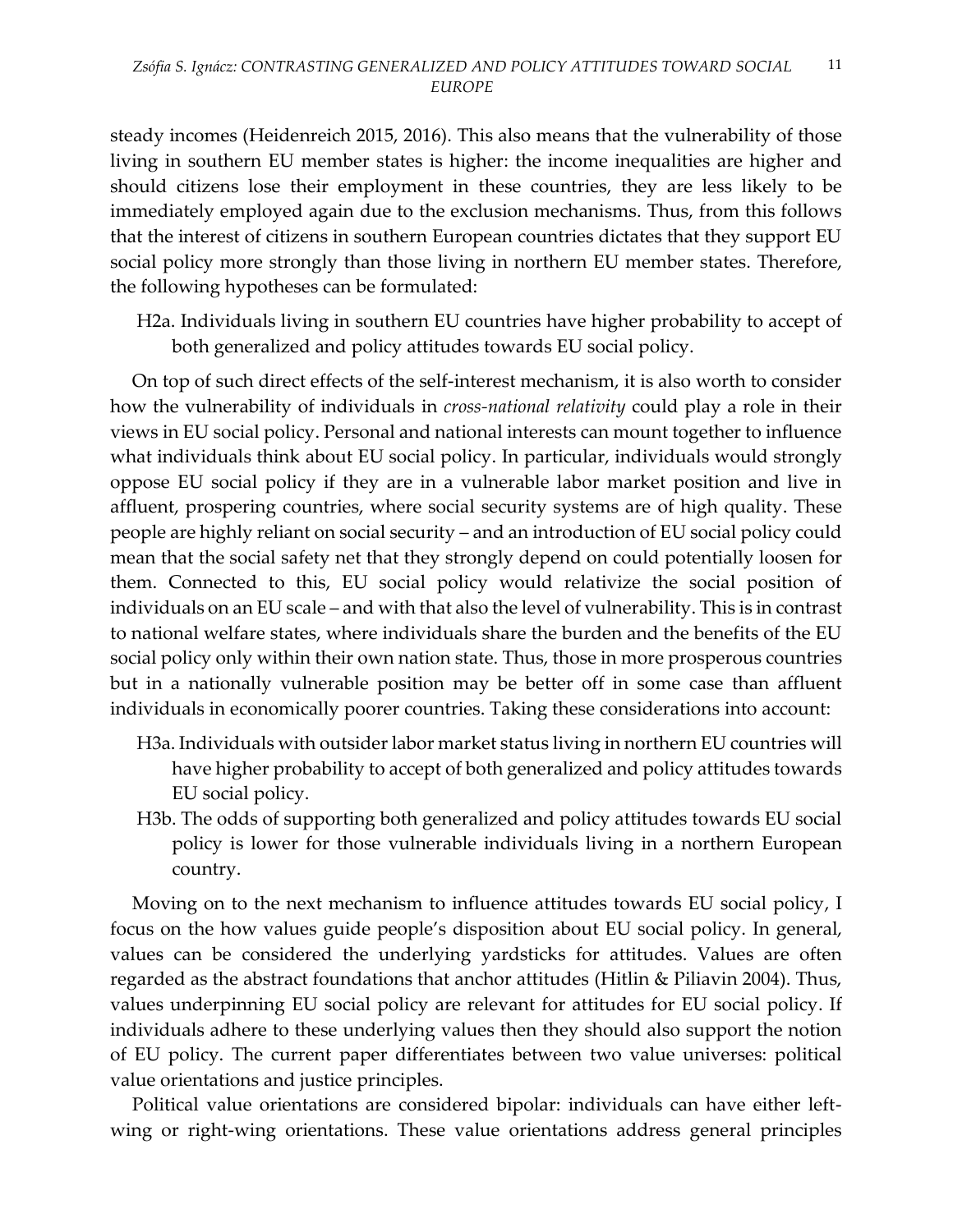steady incomes (Heidenreich 2015, 2016). This also means that the vulnerability of those living in southern EU member states is higher: the income inequalities are higher and should citizens lose their employment in these countries, they are less likely to be immediately employed again due to the exclusion mechanisms. Thus, from this follows that the interest of citizens in southern European countries dictates that they support EU social policy more strongly than those living in northern EU member states. Therefore, the following hypotheses can be formulated:

H2a. Individuals living in southern EU countries have higher probability to accept of both generalized and policy attitudes towards EU social policy.

On top of such direct effects of the self-interest mechanism, it is also worth to consider how the vulnerability of individuals in *cross-national relativity* could play a role in their views in EU social policy. Personal and national interests can mount together to influence what individuals think about EU social policy. In particular, individuals would strongly oppose EU social policy if they are in a vulnerable labor market position and live in affluent, prospering countries, where social security systems are of high quality. These people are highly reliant on social security – and an introduction of EU social policy could mean that the social safety net that they strongly depend on could potentially loosen for them. Connected to this, EU social policy would relativize the social position of individuals on an EU scale – and with that also the level of vulnerability. This is in contrast to national welfare states, where individuals share the burden and the benefits of the EU social policy only within their own nation state. Thus, those in more prosperous countries but in a nationally vulnerable position may be better off in some case than affluent individuals in economically poorer countries. Taking these considerations into account:

H3a. Individuals with outsider labor market status living in northern EU countries will have higher probability to accept of both generalized and policy attitudes towards EU social policy.

H3b. The odds of supporting both generalized and policy attitudes towards EU social policy is lower for those vulnerable individuals living in a northern European country.

Moving on to the next mechanism to influence attitudes towards EU social policy, I focus on the how values guide people's disposition about EU social policy. In general, values can be considered the underlying yardsticks for attitudes. Values are often regarded as the abstract foundations that anchor attitudes (Hitlin & Piliavin 2004). Thus, values underpinning EU social policy are relevant for attitudes for EU social policy. If individuals adhere to these underlying values then they should also support the notion of EU policy. The current paper differentiates between two value universes: political value orientations and justice principles.

Political value orientations are considered bipolar: individuals can have either left-wing or right-wing orientations. These value orientations address general principles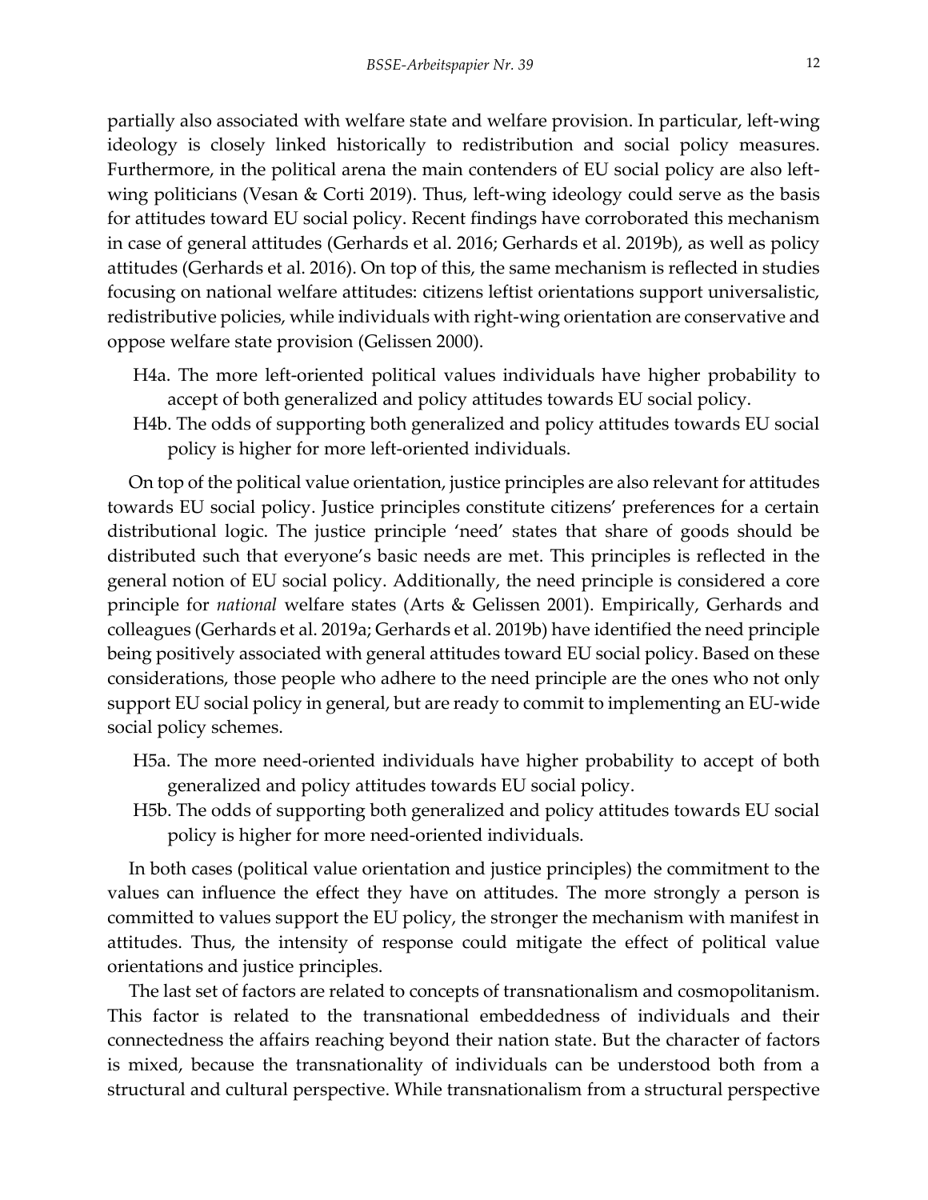partially also associated with welfare state and welfare provision. In particular, left-wing ideology is closely linked historically to redistribution and social policy measures. Furthermore, in the political arena the main contenders of EU social policy are also left-wing politicians (Vesan & Corti 2019). Thus, left-wing ideology could serve as the basis for attitudes toward EU social policy. Recent findings have corroborated this mechanism in case of general attitudes (Gerhards et al. 2016; Gerhards et al. 2019b), as well as policy attitudes (Gerhards et al. 2016). On top of this, the same mechanism is reflected in studies focusing on national welfare attitudes: citizens leftist orientations support universalistic, redistributive policies, while individuals with right-wing orientation are conservative and oppose welfare state provision (Gelissen 2000).

H4a. The more left-oriented political values individuals have higher probability to accept of both generalized and policy attitudes towards EU social policy.

H4b. The odds of supporting both generalized and policy attitudes towards EU social policy is higher for more left-oriented individuals.

On top of the political value orientation, justice principles are also relevant for attitudes towards EU social policy. Justice principles constitute citizens' preferences for a certain distributional logic. The justice principle 'need' states that share of goods should be distributed such that everyone's basic needs are met. This principles is reflected in the general notion of EU social policy. Additionally, the need principle is considered a core principle for *national* welfare states (Arts & Gelissen 2001). Empirically, Gerhards and colleagues (Gerhards et al. 2019a; Gerhards et al. 2019b) have identified the need principle being positively associated with general attitudes toward EU social policy. Based on these considerations, those people who adhere to the need principle are the ones who not only support EU social policy in general, but are ready to commit to implementing an EU-wide social policy schemes.

H5a. The more need-oriented individuals have higher probability to accept of both generalized and policy attitudes towards EU social policy.

H5b. The odds of supporting both generalized and policy attitudes towards EU social policy is higher for more need-oriented individuals.

In both cases (political value orientation and justice principles) the commitment to the values can influence the effect they have on attitudes. The more strongly a person is committed to values support the EU policy, the stronger the mechanism with manifest in attitudes. Thus, the intensity of response could mitigate the effect of political value orientations and justice principles.

The last set of factors are related to concepts of transnationalism and cosmopolitanism. This factor is related to the transnational embeddedness of individuals and their connectedness the affairs reaching beyond their nation state. But the character of factors is mixed, because the transnationality of individuals can be understood both from a structural and cultural perspective. While transnationalism from a structural perspective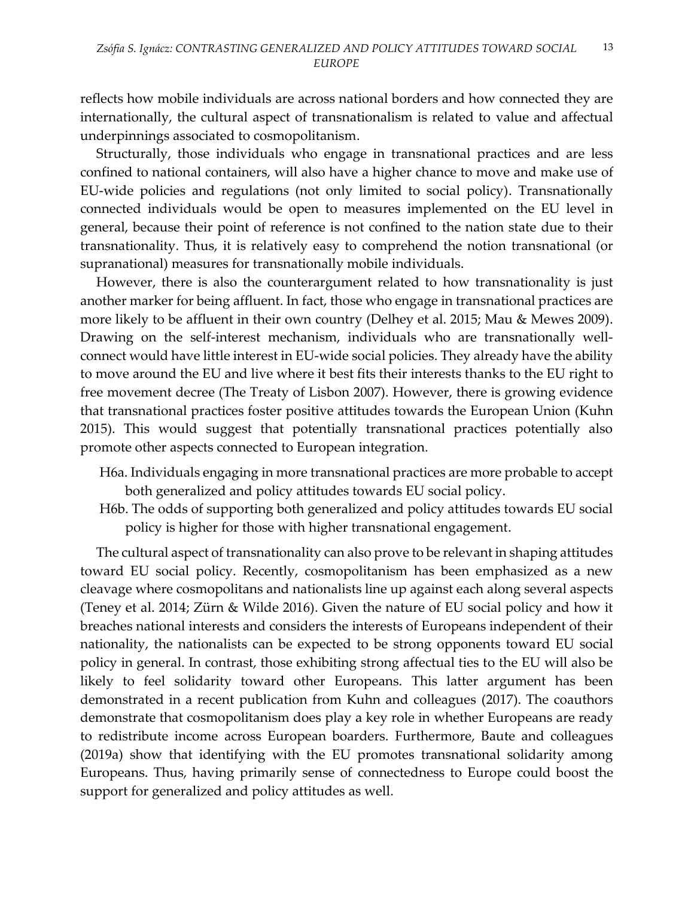reflects how mobile individuals are across national borders and how connected they are internationally, the cultural aspect of transnationalism is related to value and affectual underpinnings associated to cosmopolitanism.

Structurally, those individuals who engage in transnational practices and are less confined to national containers, will also have a higher chance to move and make use of EU-wide policies and regulations (not only limited to social policy). Transnationally connected individuals would be open to measures implemented on the EU level in general, because their point of reference is not confined to the nation state due to their transnationality. Thus, it is relatively easy to comprehend the notion transnational (or supranational) measures for transnationally mobile individuals.

However, there is also the counterargument related to how transnationality is just another marker for being affluent. In fact, those who engage in transnational practices are more likely to be affluent in their own country (Delhey et al. 2015; Mau & Mewes 2009). Drawing on the self-interest mechanism, individuals who are transnationally well-connect would have little interest in EU-wide social policies. They already have the ability to move around the EU and live where it best fits their interests thanks to the EU right to free movement decree (The Treaty of Lisbon 2007). However, there is growing evidence that transnational practices foster positive attitudes towards the European Union (Kuhn 2015). This would suggest that potentially transnational practices potentially also promote other aspects connected to European integration.

H6a. Individuals engaging in more transnational practices are more probable to accept both generalized and policy attitudes towards EU social policy.

H6b. The odds of supporting both generalized and policy attitudes towards EU social policy is higher for those with higher transnational engagement.

The cultural aspect of transnationality can also prove to be relevant in shaping attitudes toward EU social policy. Recently, cosmopolitanism has been emphasized as a new cleavage where cosmopolitans and nationalists line up against each along several aspects (Teney et al. 2014; Zürn & Wilde 2016). Given the nature of EU social policy and how it breaches national interests and considers the interests of Europeans independent of their nationality, the nationalists can be expected to be strong opponents toward EU social policy in general. In contrast, those exhibiting strong affectual ties to the EU will also be likely to feel solidarity toward other Europeans. This latter argument has been demonstrated in a recent publication from Kuhn and colleagues (2017). The coauthors demonstrate that cosmopolitanism does play a key role in whether Europeans are ready to redistribute income across European boarders. Furthermore, Baute and colleagues (2019a) show that identifying with the EU promotes transnational solidarity among Europeans. Thus, having primarily sense of connectedness to Europe could boost the support for generalized and policy attitudes as well.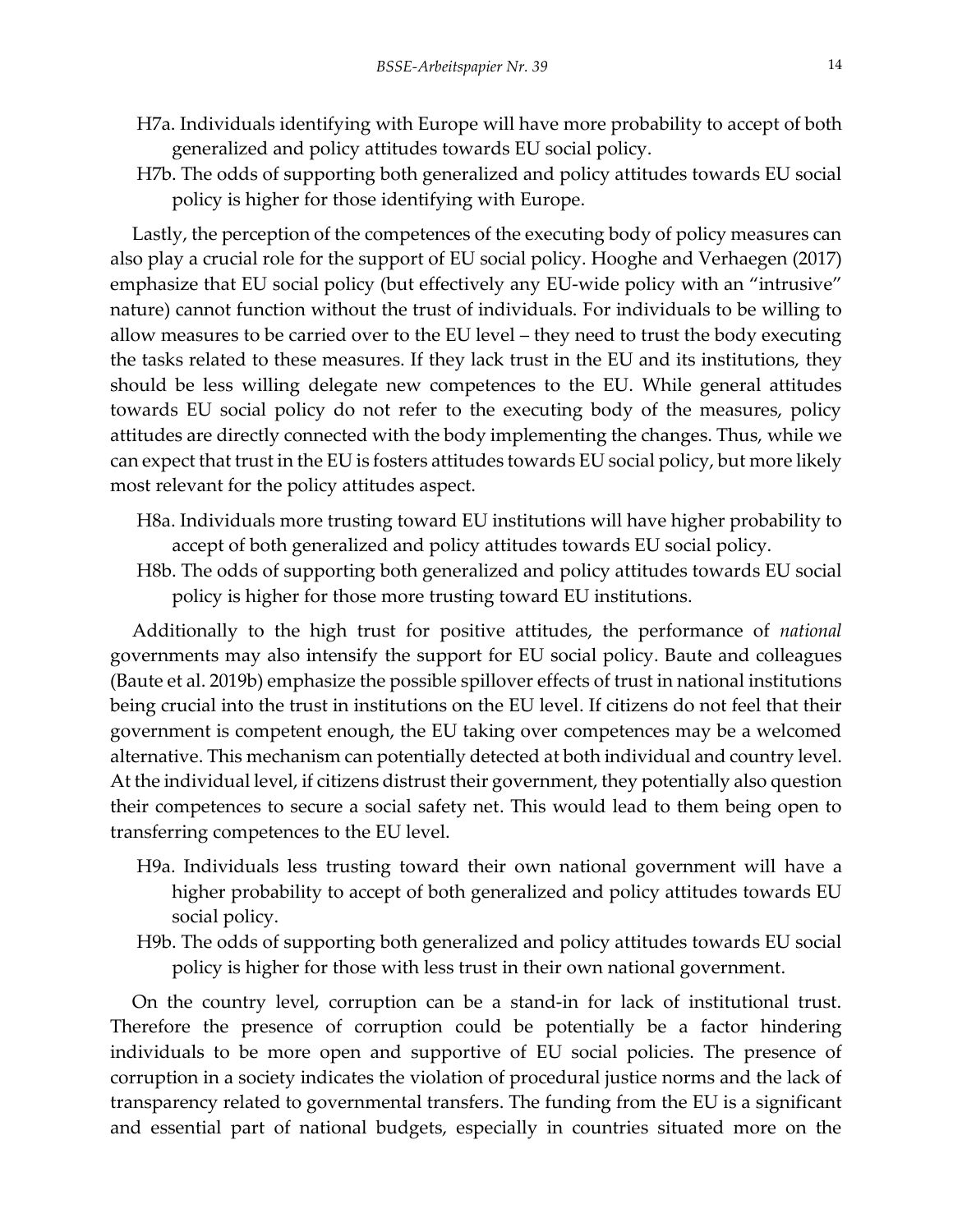H7a. Individuals identifying with Europe will have more probability to accept of both generalized and policy attitudes towards EU social policy.

H7b. The odds of supporting both generalized and policy attitudes towards EU social policy is higher for those identifying with Europe.

Lastly, the perception of the competences of the executing body of policy measures can also play a crucial role for the support of EU social policy. Hooghe and Verhaegen (2017) emphasize that EU social policy (but effectively any EU-wide policy with an "intrusive" nature) cannot function without the trust of individuals. For individuals to be willing to allow measures to be carried over to the EU level – they need to trust the body executing the tasks related to these measures. If they lack trust in the EU and its institutions, they should be less willing delegate new competences to the EU. While general attitudes towards EU social policy do not refer to the executing body of the measures, policy attitudes are directly connected with the body implementing the changes. Thus, while we can expect that trust in the EU is fosters attitudes towards EU social policy, but more likely most relevant for the policy attitudes aspect.

H8a. Individuals more trusting toward EU institutions will have higher probability to accept of both generalized and policy attitudes towards EU social policy.

H8b. The odds of supporting both generalized and policy attitudes towards EU social policy is higher for those more trusting toward EU institutions.

Additionally to the high trust for positive attitudes, the performance of *national* governments may also intensify the support for EU social policy. Baute and colleagues (Baute et al. 2019b) emphasize the possible spillover effects of trust in national institutions being crucial into the trust in institutions on the EU level. If citizens do not feel that their government is competent enough, the EU taking over competences may be a welcomed alternative. This mechanism can potentially detected at both individual and country level. At the individual level, if citizens distrust their government, they potentially also question their competences to secure a social safety net. This would lead to them being open to transferring competences to the EU level.

H9a. Individuals less trusting toward their own national government will have a higher probability to accept of both generalized and policy attitudes towards EU social policy.

H9b. The odds of supporting both generalized and policy attitudes towards EU social policy is higher for those with less trust in their own national government.

On the country level, corruption can be a stand-in for lack of institutional trust. Therefore the presence of corruption could be potentially be a factor hindering individuals to be more open and supportive of EU social policies. The presence of corruption in a society indicates the violation of procedural justice norms and the lack of transparency related to governmental transfers. The funding from the EU is a significant and essential part of national budgets, especially in countries situated more on the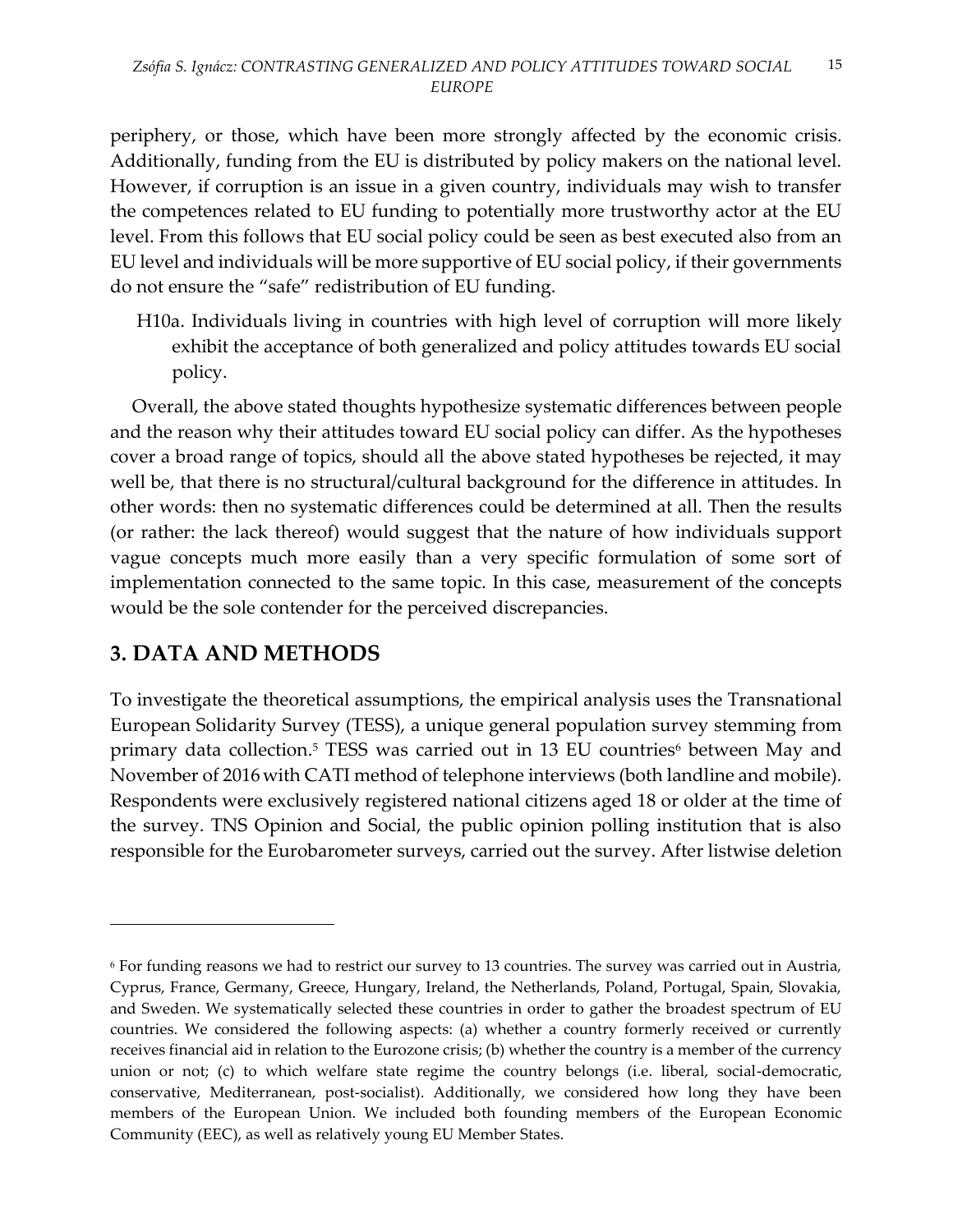periphery, or those, which have been more strongly affected by the economic crisis. Additionally, funding from the EU is distributed by policy makers on the national level. However, if corruption is an issue in a given country, individuals may wish to transfer the competences related to EU funding to potentially more trustworthy actor at the EU level. From this follows that EU social policy could be seen as best executed also from an EU level and individuals will be more supportive of EU social policy, if their governments do not ensure the "safe" redistribution of EU funding.

H10a. Individuals living in countries with high level of corruption will more likely exhibit the acceptance of both generalized and policy attitudes towards EU social policy.

Overall, the above stated thoughts hypothesize systematic differences between people and the reason why their attitudes toward EU social policy can differ. As the hypotheses cover a broad range of topics, should all the above stated hypotheses be rejected, it may well be, that there is no structural/cultural background for the difference in attitudes. In other words: then no systematic differences could be determined at all. Then the results (or rather: the lack thereof) would suggest that the nature of how individuals support vague concepts much more easily than a very specific formulation of some sort of implementation connected to the same topic. In this case, measurement of the concepts would be the sole contender for the perceived discrepancies.

## 3. DATA AND METHODS

To investigate the theoretical assumptions, the empirical analysis uses the Transnational European Solidarity Survey (TESS), a unique general population survey stemming from primary data collection.[5] TESS was carried out in 13 EU countries[6] between May and November of 2016 with CATI method of telephone interviews (both landline and mobile). Respondents were exclusively registered national citizens aged 18 or older at the time of the survey. TNS Opinion and Social, the public opinion polling institution that is also responsible for the Eurobarometer surveys, carried out the survey. After listwise deletion

---

[6] For funding reasons we had to restrict our survey to 13 countries. The survey was carried out in Austria, Cyprus, France, Germany, Greece, Hungary, Ireland, the Netherlands, Poland, Portugal, Spain, Slovakia, and Sweden. We systematically selected these countries in order to gather the broadest spectrum of EU countries. We considered the following aspects: (a) whether a country formerly received or currently receives financial aid in relation to the Eurozone crisis; (b) whether the country is a member of the currency union or not; (c) to which welfare state regime the country belongs (i.e. liberal, social-democratic, conservative, Mediterranean, post-socialist). Additionally, we considered how long they have been members of the European Union. We included both founding members of the European Economic Community (EEC), as well as relatively young EU Member States.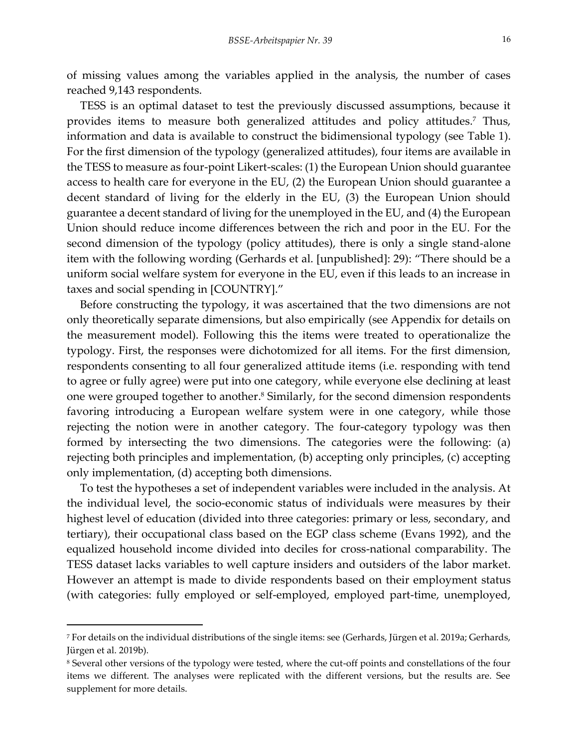of missing values among the variables applied in the analysis, the number of cases reached 9,143 respondents.

TESS is an optimal dataset to test the previously discussed assumptions, because it provides items to measure both generalized attitudes and policy attitudes.[7] Thus, information and data is available to construct the bidimensional typology (see Table 1). For the first dimension of the typology (generalized attitudes), four items are available in the TESS to measure as four-point Likert-scales: (1) the European Union should guarantee access to health care for everyone in the EU, (2) the European Union should guarantee a decent standard of living for the elderly in the EU, (3) the European Union should guarantee a decent standard of living for the unemployed in the EU, and (4) the European Union should reduce income differences between the rich and poor in the EU. For the second dimension of the typology (policy attitudes), there is only a single stand-alone item with the following wording (Gerhards et al. [unpublished]: 29): "There should be a uniform social welfare system for everyone in the EU, even if this leads to an increase in taxes and social spending in [COUNTRY]."

Before constructing the typology, it was ascertained that the two dimensions are not only theoretically separate dimensions, but also empirically (see Appendix for details on the measurement model). Following this the items were treated to operationalize the typology. First, the responses were dichotomized for all items. For the first dimension, respondents consenting to all four generalized attitude items (i.e. responding with tend to agree or fully agree) were put into one category, while everyone else declining at least one were grouped together to another.[8] Similarly, for the second dimension respondents favoring introducing a European welfare system were in one category, while those rejecting the notion were in another category. The four-category typology was then formed by intersecting the two dimensions. The categories were the following: (a) rejecting both principles and implementation, (b) accepting only principles, (c) accepting only implementation, (d) accepting both dimensions.

To test the hypotheses a set of independent variables were included in the analysis. At the individual level, the socio-economic status of individuals were measures by their highest level of education (divided into three categories: primary or less, secondary, and tertiary), their occupational class based on the EGP class scheme (Evans 1992), and the equalized household income divided into deciles for cross-national comparability. The TESS dataset lacks variables to well capture insiders and outsiders of the labor market. However an attempt is made to divide respondents based on their employment status (with categories: fully employed or self-employed, employed part-time, unemployed,

---

[7] For details on the individual distributions of the single items: see (Gerhards, Jürgen et al. 2019a; Gerhards, Jürgen et al. 2019b).

[8] Several other versions of the typology were tested, where the cut-off points and constellations of the four items we different. The analyses were replicated with the different versions, but the results are. See supplement for more details.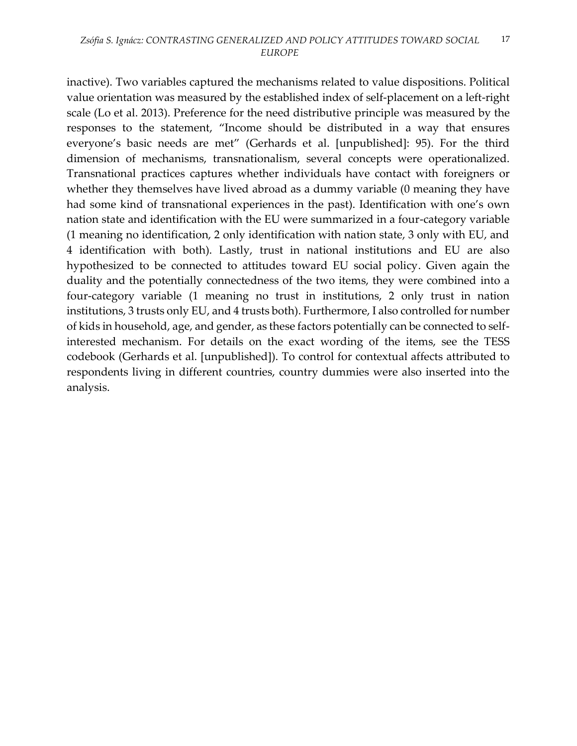inactive). Two variables captured the mechanisms related to value dispositions. Political value orientation was measured by the established index of self-placement on a left-right scale (Lo et al. 2013). Preference for the need distributive principle was measured by the responses to the statement, "Income should be distributed in a way that ensures everyone's basic needs are met" (Gerhards et al. [unpublished]: 95). For the third dimension of mechanisms, transnationalism, several concepts were operationalized. Transnational practices captures whether individuals have contact with foreigners or whether they themselves have lived abroad as a dummy variable (0 meaning they have had some kind of transnational experiences in the past). Identification with one's own nation state and identification with the EU were summarized in a four-category variable (1 meaning no identification, 2 only identification with nation state, 3 only with EU, and 4 identification with both). Lastly, trust in national institutions and EU are also hypothesized to be connected to attitudes toward EU social policy. Given again the duality and the potentially connectedness of the two items, they were combined into a four-category variable (1 meaning no trust in institutions, 2 only trust in nation institutions, 3 trusts only EU, and 4 trusts both). Furthermore, I also controlled for number of kids in household, age, and gender, as these factors potentially can be connected to self-interested mechanism. For details on the exact wording of the items, see the TESS codebook (Gerhards et al. [unpublished]). To control for contextual affects attributed to respondents living in different countries, country dummies were also inserted into the analysis.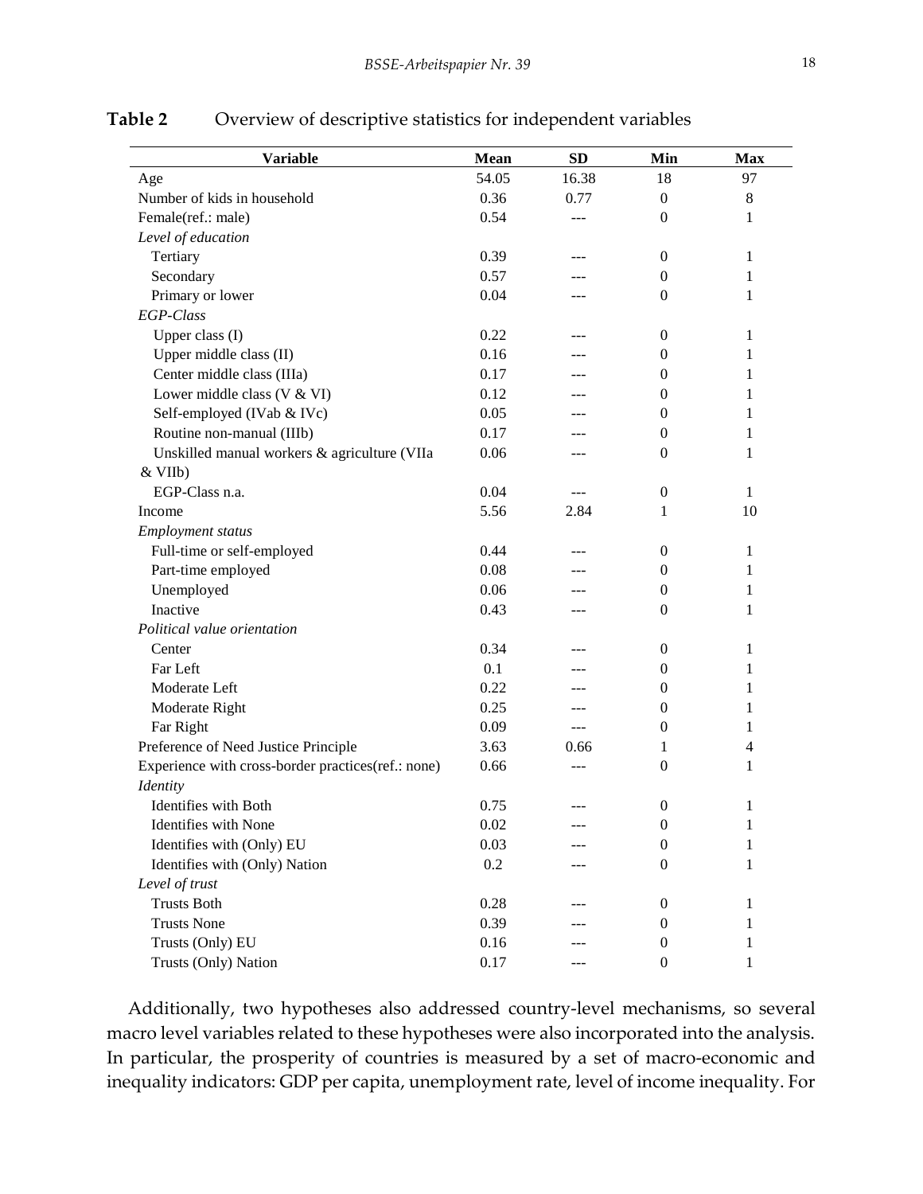**Table 2** Overview of descriptive statistics for independent variables

| Variable | Mean | SD | Min | Max |
|---|---|---|---|---|
| Age | 54.05 | 16.38 | 18 | 97 |
| Number of kids in household | 0.36 | 0.77 | 0 | 8 |
| Female(ref.: male) | 0.54 | --- | 0 | 1 |
| *Level of education* | | | | |
| Tertiary | 0.39 | --- | 0 | 1 |
| Secondary | 0.57 | --- | 0 | 1 |
| Primary or lower | 0.04 | --- | 0 | 1 |
| *EGP-Class* | | | | |
| Upper class (I) | 0.22 | --- | 0 | 1 |
| Upper middle class (II) | 0.16 | --- | 0 | 1 |
| Center middle class (IIIa) | 0.17 | --- | 0 | 1 |
| Lower middle class (V & VI) | 0.12 | --- | 0 | 1 |
| Self-employed (IVab & IVc) | 0.05 | --- | 0 | 1 |
| Routine non-manual (IIIb) | 0.17 | --- | 0 | 1 |
| Unskilled manual workers & agriculture (VIIa & VIIb) | 0.06 | --- | 0 | 1 |
| EGP-Class n.a. | 0.04 | --- | 0 | 1 |
| Income | 5.56 | 2.84 | 1 | 10 |
| *Employment status* | | | | |
| Full-time or self-employed | 0.44 | --- | 0 | 1 |
| Part-time employed | 0.08 | --- | 0 | 1 |
| Unemployed | 0.06 | --- | 0 | 1 |
| Inactive | 0.43 | --- | 0 | 1 |
| *Political value orientation* | | | | |
| Center | 0.34 | --- | 0 | 1 |
| Far Left | 0.1 | --- | 0 | 1 |
| Moderate Left | 0.22 | --- | 0 | 1 |
| Moderate Right | 0.25 | --- | 0 | 1 |
| Far Right | 0.09 | --- | 0 | 1 |
| Preference of Need Justice Principle | 3.63 | 0.66 | 1 | 4 |
| Experience with cross-border practices(ref.: none) | 0.66 | --- | 0 | 1 |
| *Identity* | | | | |
| Identifies with Both | 0.75 | --- | 0 | 1 |
| Identifies with None | 0.02 | --- | 0 | 1 |
| Identifies with (Only) EU | 0.03 | --- | 0 | 1 |
| Identifies with (Only) Nation | 0.2 | --- | 0 | 1 |
| *Level of trust* | | | | |
| Trusts Both | 0.28 | --- | 0 | 1 |
| Trusts None | 0.39 | --- | 0 | 1 |
| Trusts (Only) EU | 0.16 | --- | 0 | 1 |
| Trusts (Only) Nation | 0.17 | --- | 0 | 1 |

Additionally, two hypotheses also addressed country-level mechanisms, so several macro level variables related to these hypotheses were also incorporated into the analysis. In particular, the prosperity of countries is measured by a set of macro-economic and inequality indicators: GDP per capita, unemployment rate, level of income inequality. For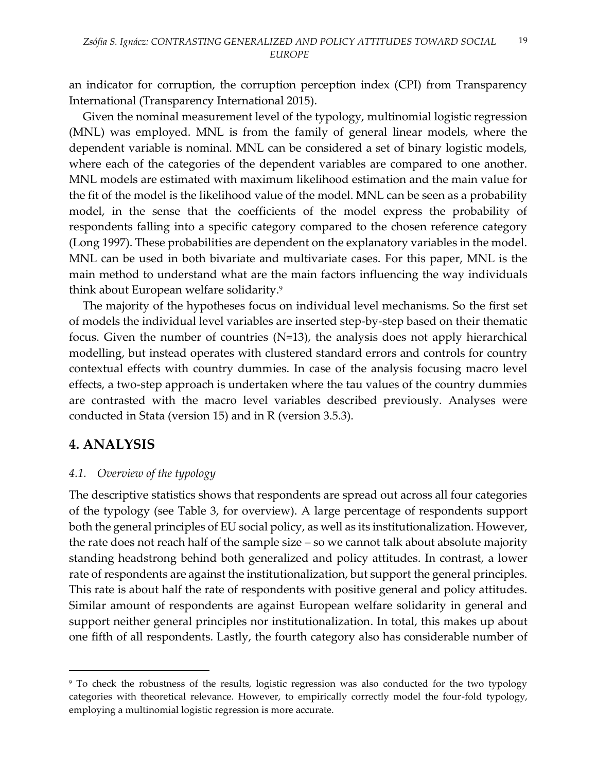an indicator for corruption, the corruption perception index (CPI) from Transparency International (Transparency International 2015).

Given the nominal measurement level of the typology, multinomial logistic regression (MNL) was employed. MNL is from the family of general linear models, where the dependent variable is nominal. MNL can be considered a set of binary logistic models, where each of the categories of the dependent variables are compared to one another. MNL models are estimated with maximum likelihood estimation and the main value for the fit of the model is the likelihood value of the model. MNL can be seen as a probability model, in the sense that the coefficients of the model express the probability of respondents falling into a specific category compared to the chosen reference category (Long 1997). These probabilities are dependent on the explanatory variables in the model. MNL can be used in both bivariate and multivariate cases. For this paper, MNL is the main method to understand what are the main factors influencing the way individuals think about European welfare solidarity.[9]

The majority of the hypotheses focus on individual level mechanisms. So the first set of models the individual level variables are inserted step-by-step based on their thematic focus. Given the number of countries (N=13), the analysis does not apply hierarchical modelling, but instead operates with clustered standard errors and controls for country contextual effects with country dummies. In case of the analysis focusing macro level effects, a two-step approach is undertaken where the tau values of the country dummies are contrasted with the macro level variables described previously. Analyses were conducted in Stata (version 15) and in R (version 3.5.3).

## 4. ANALYSIS

### *4.1. Overview of the typology*

The descriptive statistics shows that respondents are spread out across all four categories of the typology (see Table 3, for overview). A large percentage of respondents support both the general principles of EU social policy, as well as its institutionalization. However, the rate does not reach half of the sample size – so we cannot talk about absolute majority standing headstrong behind both generalized and policy attitudes. In contrast, a lower rate of respondents are against the institutionalization, but support the general principles. This rate is about half the rate of respondents with positive general and policy attitudes. Similar amount of respondents are against European welfare solidarity in general and support neither general principles nor institutionalization. In total, this makes up about one fifth of all respondents. Lastly, the fourth category also has considerable number of

---

[9] To check the robustness of the results, logistic regression was also conducted for the two typology categories with theoretical relevance. However, to empirically correctly model the four-fold typology, employing a multinomial logistic regression is more accurate.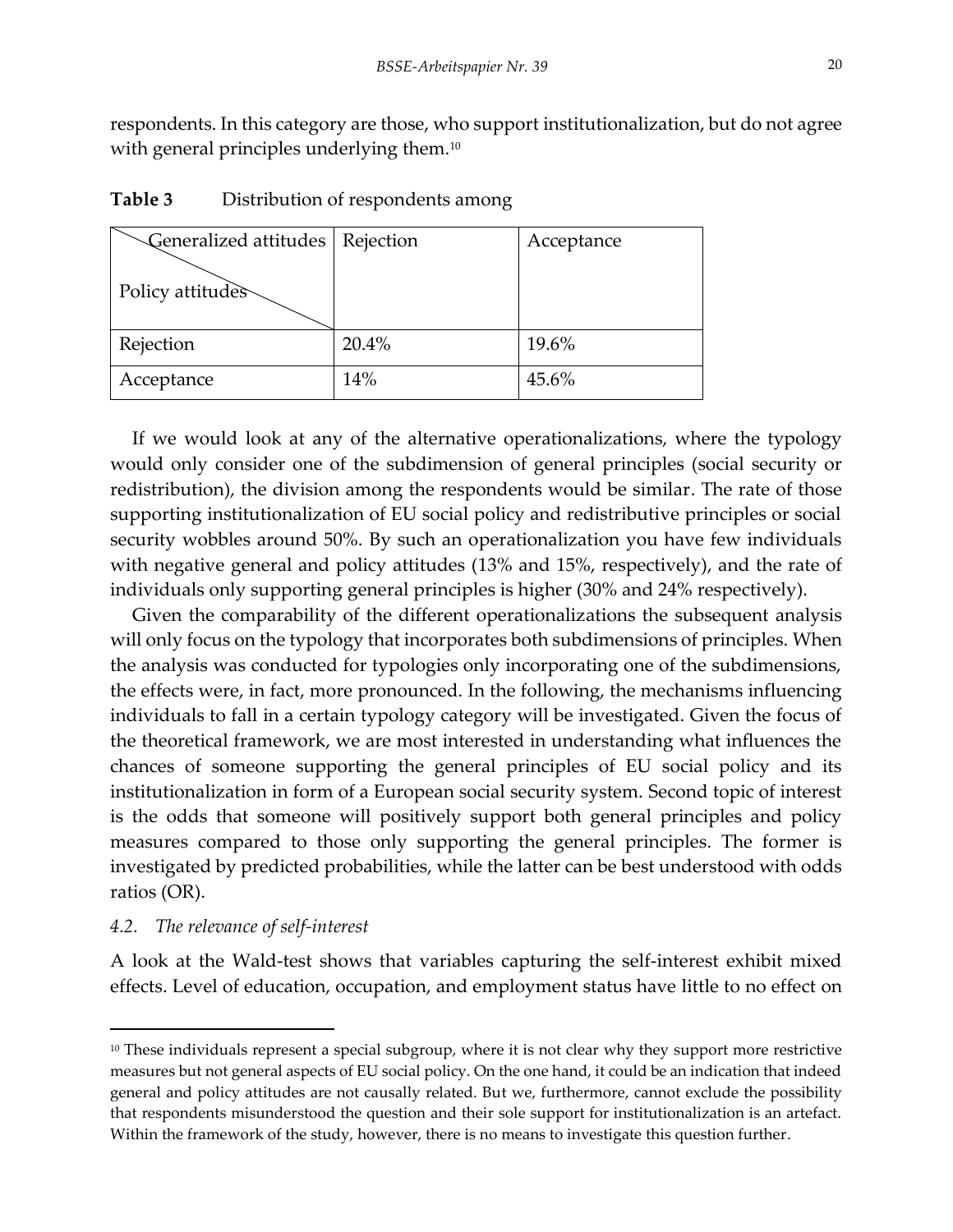respondents. In this category are those, who support institutionalization, but do not agree with general principles underlying them.[10]

**Table 3** Distribution of respondents among

| Generalized attitudes / Policy attitudes | Rejection | Acceptance |
|---|---|---|
| Rejection | 20.4% | 19.6% |
| Acceptance | 14% | 45.6% |

If we would look at any of the alternative operationalizations, where the typology would only consider one of the subdimension of general principles (social security or redistribution), the division among the respondents would be similar. The rate of those supporting institutionalization of EU social policy and redistributive principles or social security wobbles around 50%. By such an operationalization you have few individuals with negative general and policy attitudes (13% and 15%, respectively), and the rate of individuals only supporting general principles is higher (30% and 24% respectively).

Given the comparability of the different operationalizations the subsequent analysis will only focus on the typology that incorporates both subdimensions of principles. When the analysis was conducted for typologies only incorporating one of the subdimensions, the effects were, in fact, more pronounced. In the following, the mechanisms influencing individuals to fall in a certain typology category will be investigated. Given the focus of the theoretical framework, we are most interested in understanding what influences the chances of someone supporting the general principles of EU social policy and its institutionalization in form of a European social security system. Second topic of interest is the odds that someone will positively support both general principles and policy measures compared to those only supporting the general principles. The former is investigated by predicted probabilities, while the latter can be best understood with odds ratios (OR).

### *4.2. The relevance of self-interest*

A look at the Wald-test shows that variables capturing the self-interest exhibit mixed effects. Level of education, occupation, and employment status have little to no effect on

[10] These individuals represent a special subgroup, where it is not clear why they support more restrictive measures but not general aspects of EU social policy. On the one hand, it could be an indication that indeed general and policy attitudes are not causally related. But we, furthermore, cannot exclude the possibility that respondents misunderstood the question and their sole support for institutionalization is an artefact. Within the framework of the study, however, there is no means to investigate this question further.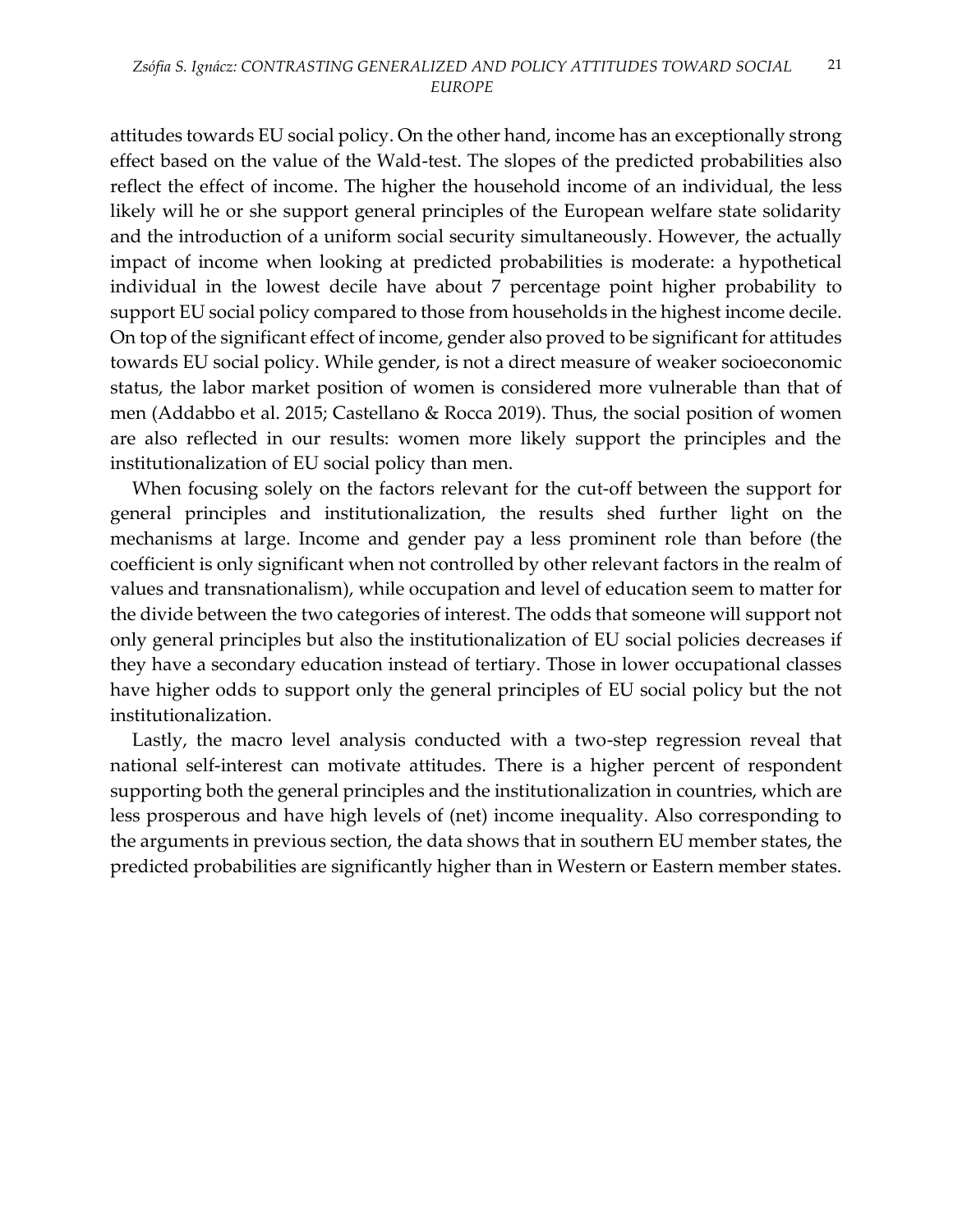attitudes towards EU social policy. On the other hand, income has an exceptionally strong effect based on the value of the Wald-test. The slopes of the predicted probabilities also reflect the effect of income. The higher the household income of an individual, the less likely will he or she support general principles of the European welfare state solidarity and the introduction of a uniform social security simultaneously. However, the actually impact of income when looking at predicted probabilities is moderate: a hypothetical individual in the lowest decile have about 7 percentage point higher probability to support EU social policy compared to those from households in the highest income decile. On top of the significant effect of income, gender also proved to be significant for attitudes towards EU social policy. While gender, is not a direct measure of weaker socioeconomic status, the labor market position of women is considered more vulnerable than that of men (Addabbo et al. 2015; Castellano & Rocca 2019). Thus, the social position of women are also reflected in our results: women more likely support the principles and the institutionalization of EU social policy than men.

When focusing solely on the factors relevant for the cut-off between the support for general principles and institutionalization, the results shed further light on the mechanisms at large. Income and gender pay a less prominent role than before (the coefficient is only significant when not controlled by other relevant factors in the realm of values and transnationalism), while occupation and level of education seem to matter for the divide between the two categories of interest. The odds that someone will support not only general principles but also the institutionalization of EU social policies decreases if they have a secondary education instead of tertiary. Those in lower occupational classes have higher odds to support only the general principles of EU social policy but the not institutionalization.

Lastly, the macro level analysis conducted with a two-step regression reveal that national self-interest can motivate attitudes. There is a higher percent of respondent supporting both the general principles and the institutionalization in countries, which are less prosperous and have high levels of (net) income inequality. Also corresponding to the arguments in previous section, the data shows that in southern EU member states, the predicted probabilities are significantly higher than in Western or Eastern member states.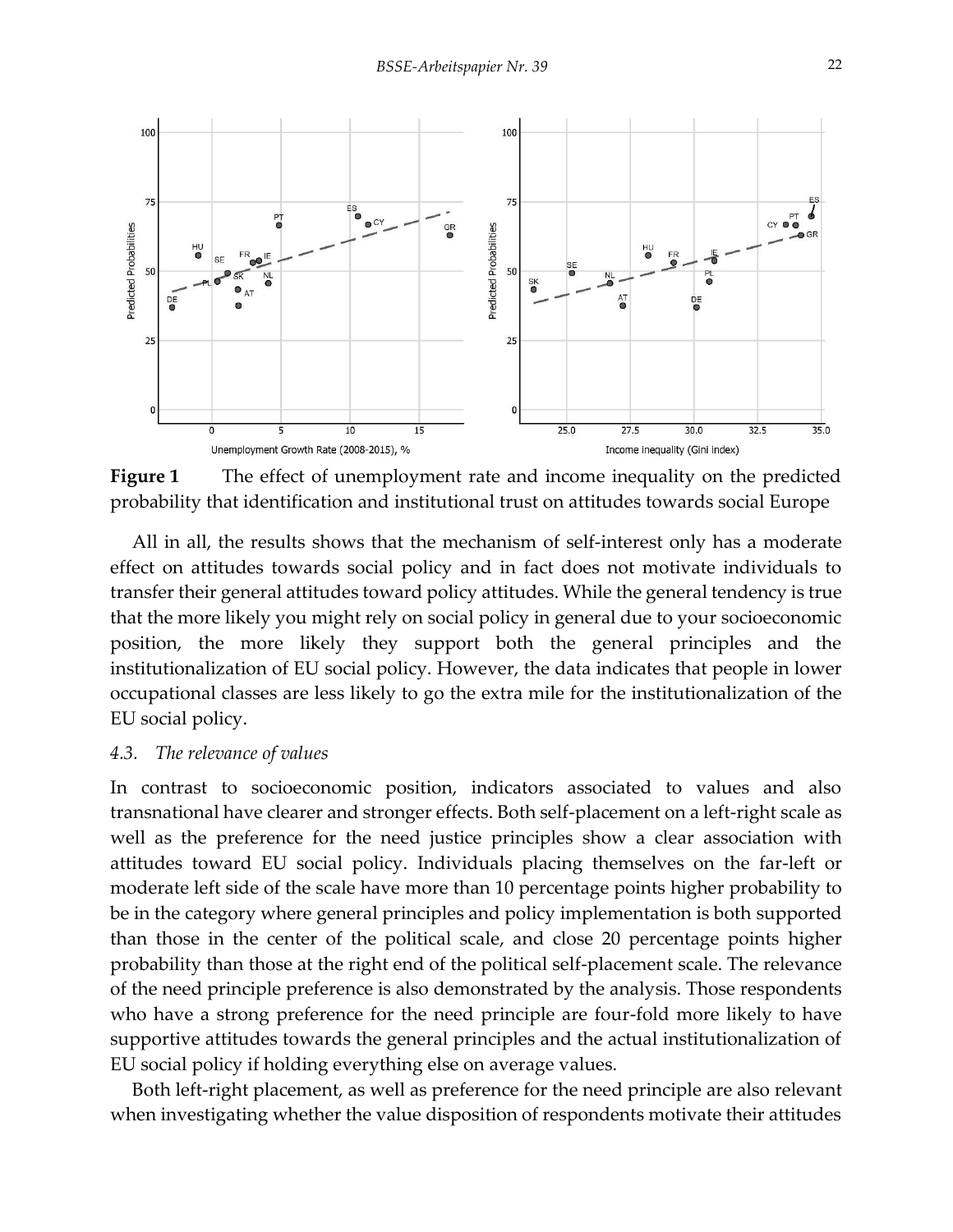100

75

50

25

0

Predicted Probabilities

Unemployment Growth Rate (2008-2015), %

0 5 10 15

DE HU SE PL SK AT FR IE NL PT ES CY GR

100

75

50

25

0

Predicted Probabilities

Income inequality (Gini index)

25.0 27.5 30.0 32.5 35.0

SK SE NL AT HU FR DE IE PL CY PT ES GR

**Figure 1** The effect of unemployment rate and income inequality on the predicted probability that identification and institutional trust on attitudes towards social Europe

All in all, the results shows that the mechanism of self-interest only has a moderate effect on attitudes towards social policy and in fact does not motivate individuals to transfer their general attitudes toward policy attitudes. While the general tendency is true that the more likely you might rely on social policy in general due to your socioeconomic position, the more likely they support both the general principles and the institutionalization of EU social policy. However, the data indicates that people in lower occupational classes are less likely to go the extra mile for the institutionalization of the EU social policy.

### *4.3. The relevance of values*

In contrast to socioeconomic position, indicators associated to values and also transnational have clearer and stronger effects. Both self-placement on a left-right scale as well as the preference for the need justice principles show a clear association with attitudes toward EU social policy. Individuals placing themselves on the far-left or moderate left side of the scale have more than 10 percentage points higher probability to be in the category where general principles and policy implementation is both supported than those in the center of the political scale, and close 20 percentage points higher probability than those at the right end of the political self-placement scale. The relevance of the need principle preference is also demonstrated by the analysis. Those respondents who have a strong preference for the need principle are four-fold more likely to have supportive attitudes towards the general principles and the actual institutionalization of EU social policy if holding everything else on average values.

Both left-right placement, as well as preference for the need principle are also relevant when investigating whether the value disposition of respondents motivate their attitudes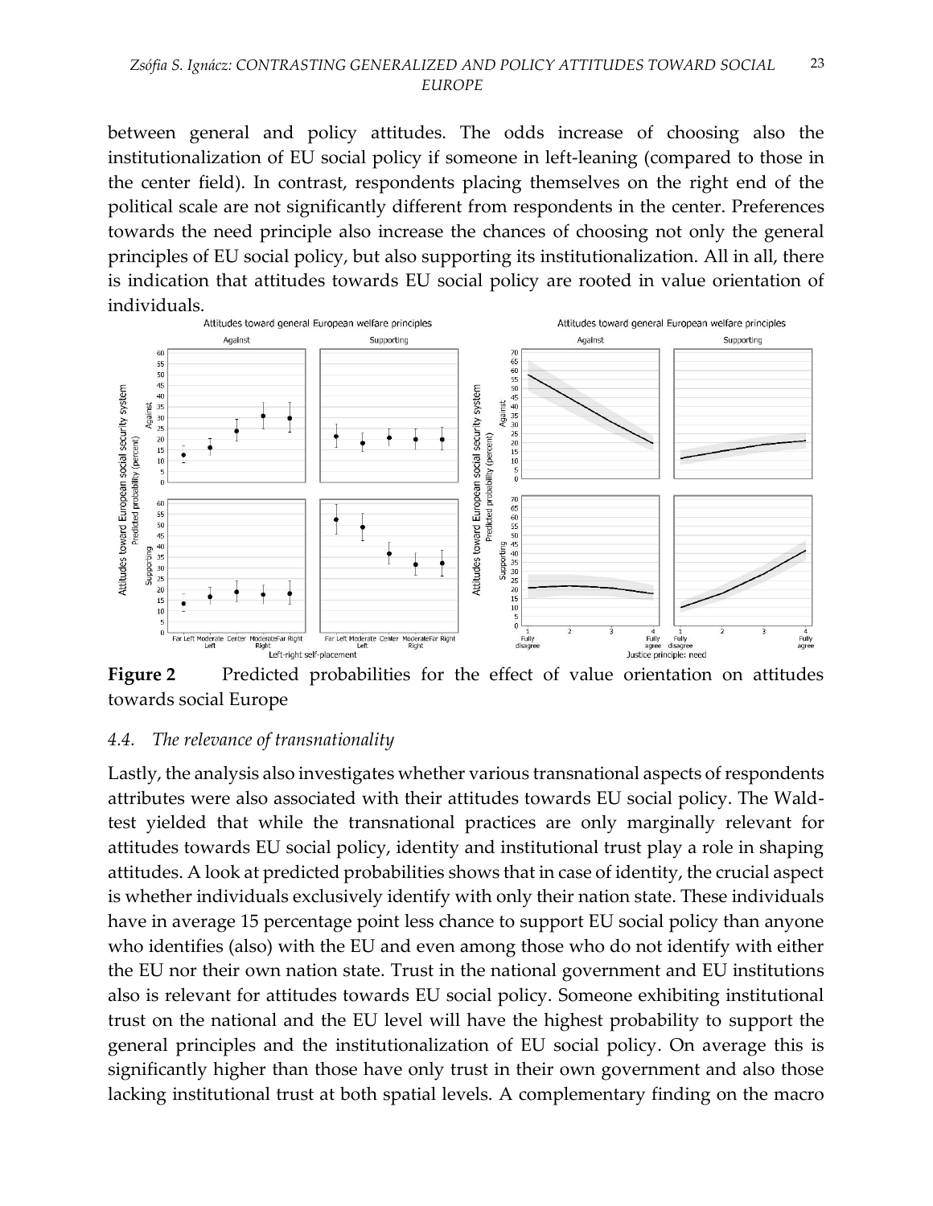between general and policy attitudes. The odds increase of choosing also the institutionalization of EU social policy if someone in left-leaning (compared to those in the center field). In contrast, respondents placing themselves on the right end of the political scale are not significantly different from respondents in the center. Preferences towards the need principle also increase the chances of choosing not only the general principles of EU social policy, but also supporting its institutionalization. All in all, there is indication that attitudes towards EU social policy are rooted in value orientation of individuals.

Attitudes toward general European welfare principles
Against
Supporting
Attitudes toward European social security system
Predicted probability (percent)
Against
Supporting
Far Left
Moderate Left
Center
Moderate Right
Far Right
Left-right self-placement
1 Fully disagree
2
3
4 Fully agree
Justice principle: need

**Figure 2** Predicted probabilities for the effect of value orientation on attitudes towards social Europe

### *4.4. The relevance of transnationality*

Lastly, the analysis also investigates whether various transnational aspects of respondents attributes were also associated with their attitudes towards EU social policy. The Wald-test yielded that while the transnational practices are only marginally relevant for attitudes towards EU social policy, identity and institutional trust play a role in shaping attitudes. A look at predicted probabilities shows that in case of identity, the crucial aspect is whether individuals exclusively identify with only their nation state. These individuals have in average 15 percentage point less chance to support EU social policy than anyone who identifies (also) with the EU and even among those who do not identify with either the EU nor their own nation state. Trust in the national government and EU institutions also is relevant for attitudes towards EU social policy. Someone exhibiting institutional trust on the national and the EU level will have the highest probability to support the general principles and the institutionalization of EU social policy. On average this is significantly higher than those have only trust in their own government and also those lacking institutional trust at both spatial levels. A complementary finding on the macro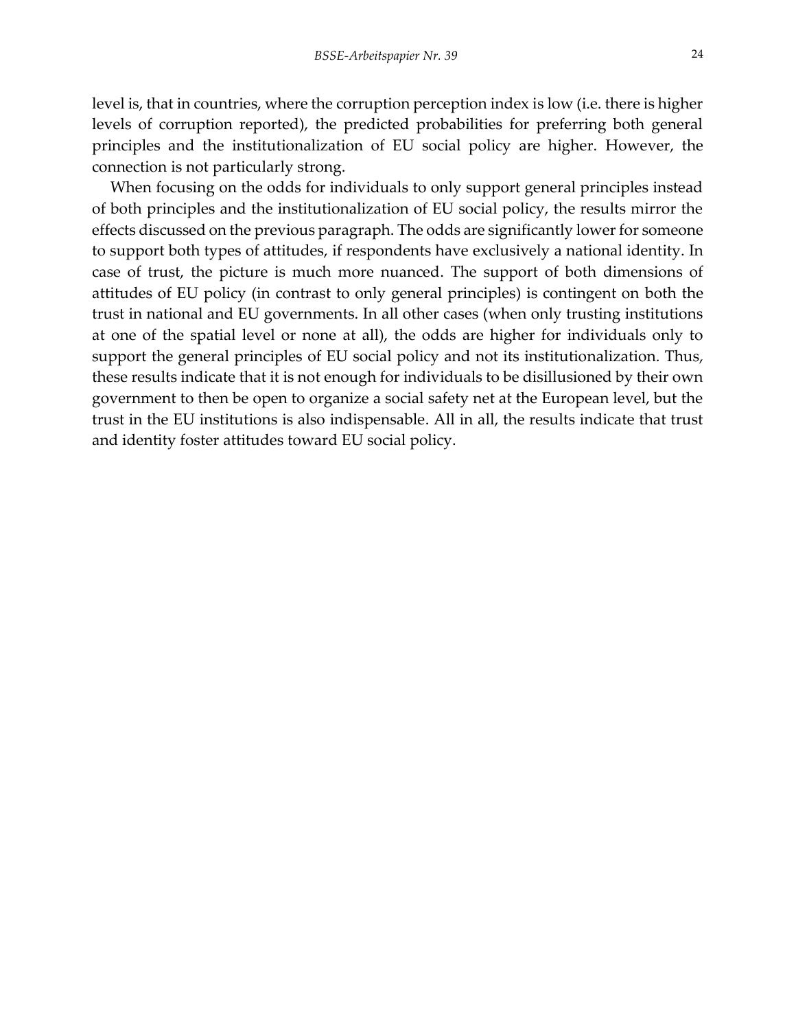level is, that in countries, where the corruption perception index is low (i.e. there is higher levels of corruption reported), the predicted probabilities for preferring both general principles and the institutionalization of EU social policy are higher. However, the connection is not particularly strong.

When focusing on the odds for individuals to only support general principles instead of both principles and the institutionalization of EU social policy, the results mirror the effects discussed on the previous paragraph. The odds are significantly lower for someone to support both types of attitudes, if respondents have exclusively a national identity. In case of trust, the picture is much more nuanced. The support of both dimensions of attitudes of EU policy (in contrast to only general principles) is contingent on both the trust in national and EU governments. In all other cases (when only trusting institutions at one of the spatial level or none at all), the odds are higher for individuals only to support the general principles of EU social policy and not its institutionalization. Thus, these results indicate that it is not enough for individuals to be disillusioned by their own government to then be open to organize a social safety net at the European level, but the trust in the EU institutions is also indispensable. All in all, the results indicate that trust and identity foster attitudes toward EU social policy.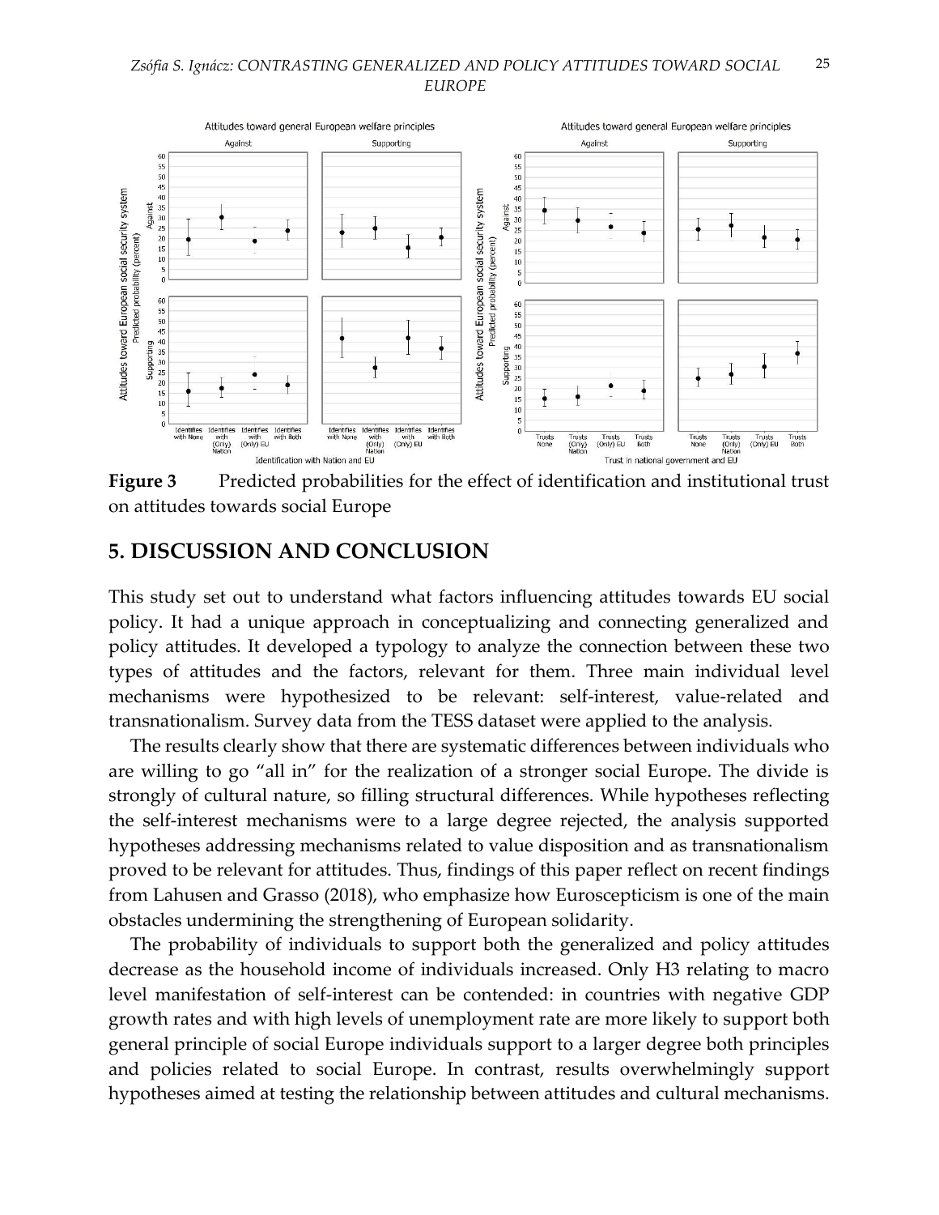**Figure 3** Predicted probabilities for the effect of identification and institutional trust on attitudes towards social Europe

## 5. DISCUSSION AND CONCLUSION

This study set out to understand what factors influencing attitudes towards EU social policy. It had a unique approach in conceptualizing and connecting generalized and policy attitudes. It developed a typology to analyze the connection between these two types of attitudes and the factors, relevant for them. Three main individual level mechanisms were hypothesized to be relevant: self-interest, value-related and transnationalism. Survey data from the TESS dataset were applied to the analysis.

The results clearly show that there are systematic differences between individuals who are willing to go "all in" for the realization of a stronger social Europe. The divide is strongly of cultural nature, so filling structural differences. While hypotheses reflecting the self-interest mechanisms were to a large degree rejected, the analysis supported hypotheses addressing mechanisms related to value disposition and as transnationalism proved to be relevant for attitudes. Thus, findings of this paper reflect on recent findings from Lahusen and Grasso (2018), who emphasize how Euroscepticism is one of the main obstacles undermining the strengthening of European solidarity.

The probability of individuals to support both the generalized and policy attitudes decrease as the household income of individuals increased. Only H3 relating to macro level manifestation of self-interest can be contended: in countries with negative GDP growth rates and with high levels of unemployment rate are more likely to support both general principle of social Europe individuals support to a larger degree both principles and policies related to social Europe. In contrast, results overwhelmingly support hypotheses aimed at testing the relationship between attitudes and cultural mechanisms.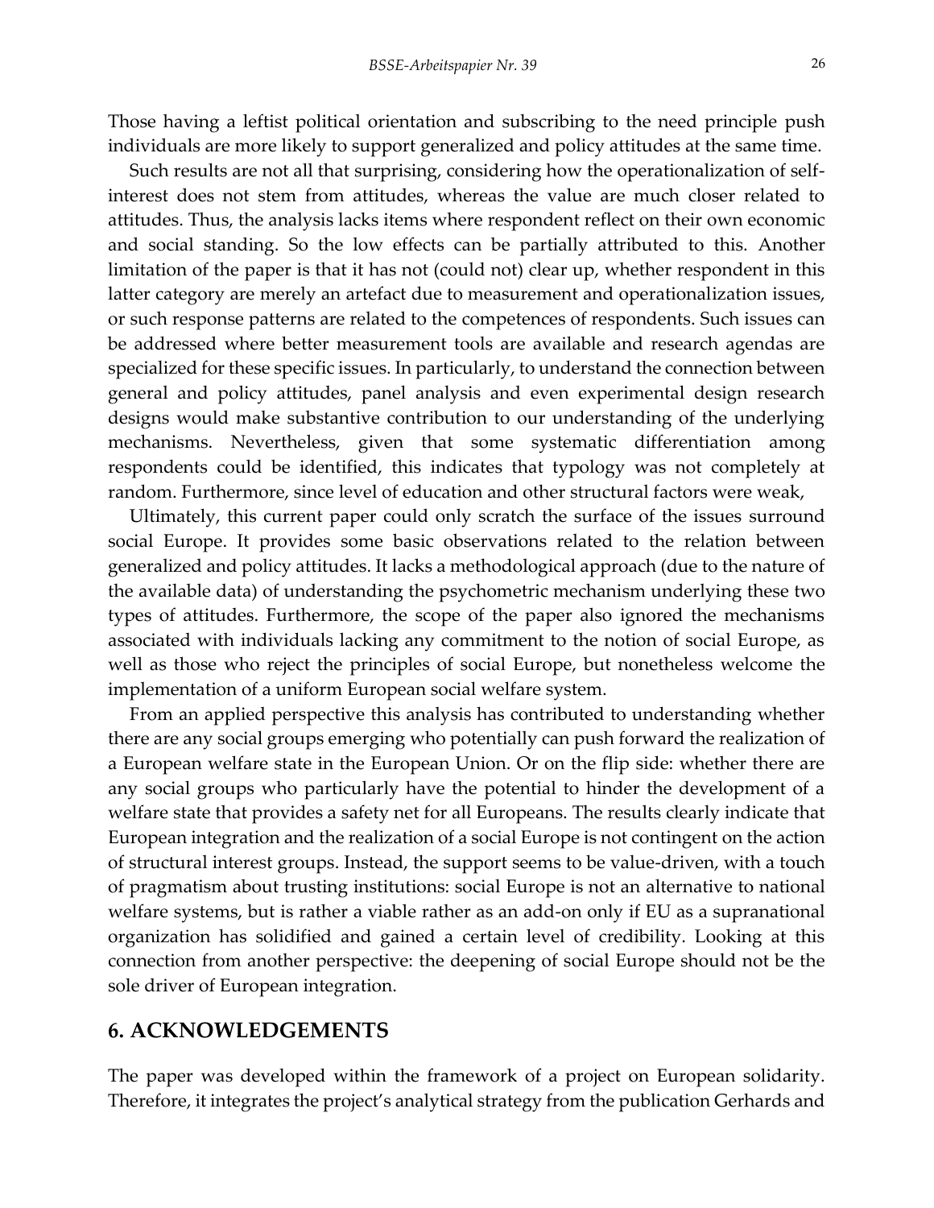Those having a leftist political orientation and subscribing to the need principle push individuals are more likely to support generalized and policy attitudes at the same time.

Such results are not all that surprising, considering how the operationalization of self-interest does not stem from attitudes, whereas the value are much closer related to attitudes. Thus, the analysis lacks items where respondent reflect on their own economic and social standing. So the low effects can be partially attributed to this. Another limitation of the paper is that it has not (could not) clear up, whether respondent in this latter category are merely an artefact due to measurement and operationalization issues, or such response patterns are related to the competences of respondents. Such issues can be addressed where better measurement tools are available and research agendas are specialized for these specific issues. In particularly, to understand the connection between general and policy attitudes, panel analysis and even experimental design research designs would make substantive contribution to our understanding of the underlying mechanisms. Nevertheless, given that some systematic differentiation among respondents could be identified, this indicates that typology was not completely at random. Furthermore, since level of education and other structural factors were weak,

Ultimately, this current paper could only scratch the surface of the issues surround social Europe. It provides some basic observations related to the relation between generalized and policy attitudes. It lacks a methodological approach (due to the nature of the available data) of understanding the psychometric mechanism underlying these two types of attitudes. Furthermore, the scope of the paper also ignored the mechanisms associated with individuals lacking any commitment to the notion of social Europe, as well as those who reject the principles of social Europe, but nonetheless welcome the implementation of a uniform European social welfare system.

From an applied perspective this analysis has contributed to understanding whether there are any social groups emerging who potentially can push forward the realization of a European welfare state in the European Union. Or on the flip side: whether there are any social groups who particularly have the potential to hinder the development of a welfare state that provides a safety net for all Europeans. The results clearly indicate that European integration and the realization of a social Europe is not contingent on the action of structural interest groups. Instead, the support seems to be value-driven, with a touch of pragmatism about trusting institutions: social Europe is not an alternative to national welfare systems, but is rather a viable rather as an add-on only if EU as a supranational organization has solidified and gained a certain level of credibility. Looking at this connection from another perspective: the deepening of social Europe should not be the sole driver of European integration.

## 6. ACKNOWLEDGEMENTS

The paper was developed within the framework of a project on European solidarity. Therefore, it integrates the project's analytical strategy from the publication Gerhards and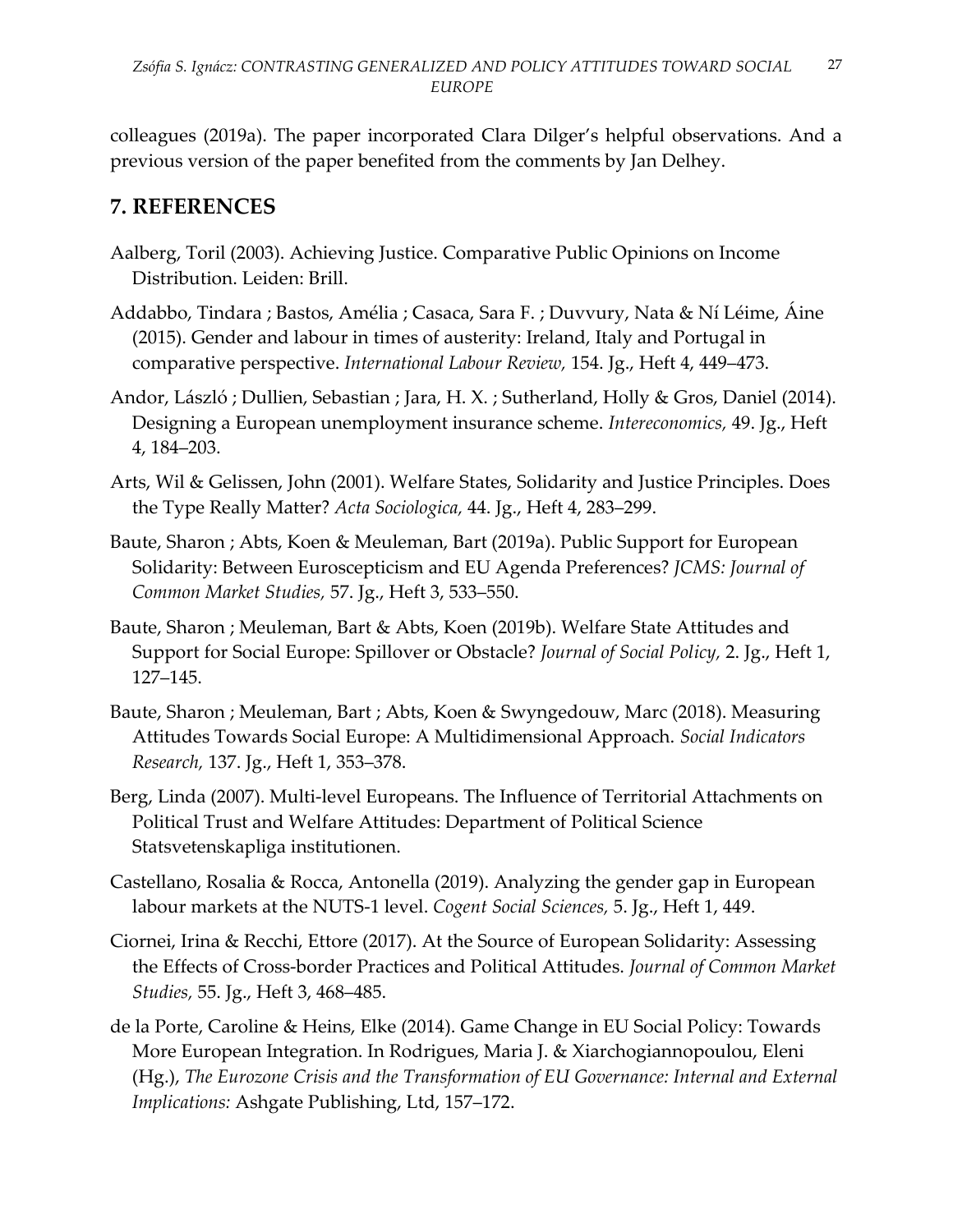colleagues (2019a). The paper incorporated Clara Dilger's helpful observations. And a previous version of the paper benefited from the comments by Jan Delhey.

## 7. REFERENCES

Aalberg, Toril (2003). Achieving Justice. Comparative Public Opinions on Income Distribution. Leiden: Brill.

Addabbo, Tindara ; Bastos, Amélia ; Casaca, Sara F. ; Duvvury, Nata & Ní Léime, Áine (2015). Gender and labour in times of austerity: Ireland, Italy and Portugal in comparative perspective. *International Labour Review,* 154. Jg., Heft 4, 449–473.

Andor, László ; Dullien, Sebastian ; Jara, H. X. ; Sutherland, Holly & Gros, Daniel (2014). Designing a European unemployment insurance scheme. *Intereconomics,* 49. Jg., Heft 4, 184–203.

Arts, Wil & Gelissen, John (2001). Welfare States, Solidarity and Justice Principles. Does the Type Really Matter? *Acta Sociologica,* 44. Jg., Heft 4, 283–299.

Baute, Sharon ; Abts, Koen & Meuleman, Bart (2019a). Public Support for European Solidarity: Between Euroscepticism and EU Agenda Preferences? *JCMS: Journal of Common Market Studies,* 57. Jg., Heft 3, 533–550.

Baute, Sharon ; Meuleman, Bart & Abts, Koen (2019b). Welfare State Attitudes and Support for Social Europe: Spillover or Obstacle? *Journal of Social Policy,* 2. Jg., Heft 1, 127–145.

Baute, Sharon ; Meuleman, Bart ; Abts, Koen & Swyngedouw, Marc (2018). Measuring Attitudes Towards Social Europe: A Multidimensional Approach. *Social Indicators Research,* 137. Jg., Heft 1, 353–378.

Berg, Linda (2007). Multi-level Europeans. The Influence of Territorial Attachments on Political Trust and Welfare Attitudes: Department of Political Science Statsvetenskapliga institutionen.

Castellano, Rosalia & Rocca, Antonella (2019). Analyzing the gender gap in European labour markets at the NUTS-1 level. *Cogent Social Sciences,* 5. Jg., Heft 1, 449.

Ciornei, Irina & Recchi, Ettore (2017). At the Source of European Solidarity: Assessing the Effects of Cross-border Practices and Political Attitudes. *Journal of Common Market Studies,* 55. Jg., Heft 3, 468–485.

de la Porte, Caroline & Heins, Elke (2014). Game Change in EU Social Policy: Towards More European Integration. In Rodrigues, Maria J. & Xiarchogiannopoulou, Eleni (Hg.), *The Eurozone Crisis and the Transformation of EU Governance: Internal and External Implications:* Ashgate Publishing, Ltd, 157–172.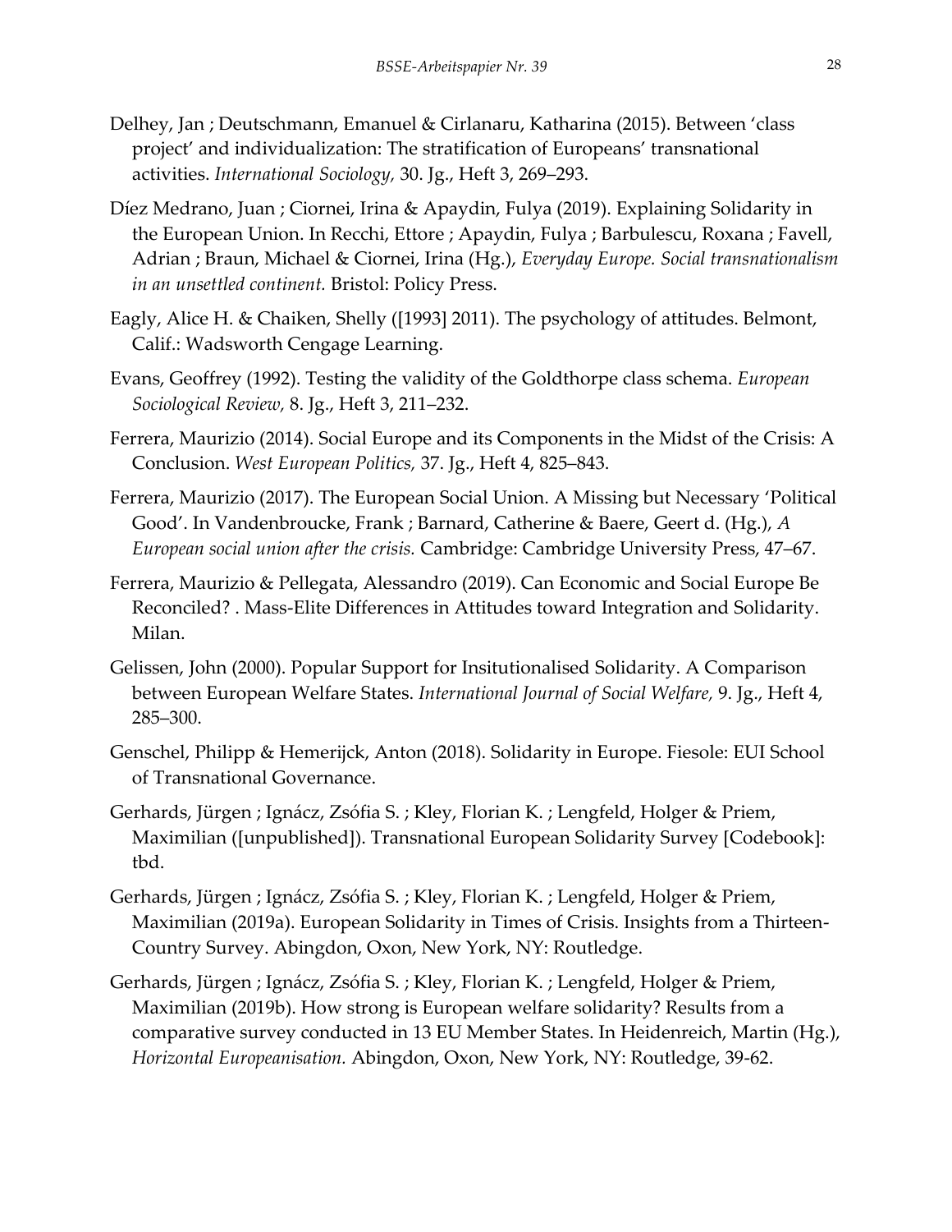Delhey, Jan ; Deutschmann, Emanuel & Cirlanaru, Katharina (2015). Between 'class project' and individualization: The stratification of Europeans' transnational activities. *International Sociology,* 30. Jg., Heft 3, 269–293.

Díez Medrano, Juan ; Ciornei, Irina & Apaydin, Fulya (2019). Explaining Solidarity in the European Union. In Recchi, Ettore ; Apaydin, Fulya ; Barbulescu, Roxana ; Favell, Adrian ; Braun, Michael & Ciornei, Irina (Hg.), *Everyday Europe. Social transnationalism in an unsettled continent.* Bristol: Policy Press.

Eagly, Alice H. & Chaiken, Shelly ([1993] 2011). The psychology of attitudes. Belmont, Calif.: Wadsworth Cengage Learning.

Evans, Geoffrey (1992). Testing the validity of the Goldthorpe class schema. *European Sociological Review,* 8. Jg., Heft 3, 211–232.

Ferrera, Maurizio (2014). Social Europe and its Components in the Midst of the Crisis: A Conclusion. *West European Politics,* 37. Jg., Heft 4, 825–843.

Ferrera, Maurizio (2017). The European Social Union. A Missing but Necessary 'Political Good'. In Vandenbroucke, Frank ; Barnard, Catherine & Baere, Geert d. (Hg.), *A European social union after the crisis.* Cambridge: Cambridge University Press, 47–67.

Ferrera, Maurizio & Pellegata, Alessandro (2019). Can Economic and Social Europe Be Reconciled? . Mass-Elite Differences in Attitudes toward Integration and Solidarity. Milan.

Gelissen, John (2000). Popular Support for Insitutionalised Solidarity. A Comparison between European Welfare States. *International Journal of Social Welfare,* 9. Jg., Heft 4, 285–300.

Genschel, Philipp & Hemerijck, Anton (2018). Solidarity in Europe. Fiesole: EUI School of Transnational Governance.

Gerhards, Jürgen ; Ignácz, Zsófia S. ; Kley, Florian K. ; Lengfeld, Holger & Priem, Maximilian ([unpublished]). Transnational European Solidarity Survey [Codebook]: tbd.

Gerhards, Jürgen ; Ignácz, Zsófia S. ; Kley, Florian K. ; Lengfeld, Holger & Priem, Maximilian (2019a). European Solidarity in Times of Crisis. Insights from a Thirteen-Country Survey. Abingdon, Oxon, New York, NY: Routledge.

Gerhards, Jürgen ; Ignácz, Zsófia S. ; Kley, Florian K. ; Lengfeld, Holger & Priem, Maximilian (2019b). How strong is European welfare solidarity? Results from a comparative survey conducted in 13 EU Member States. In Heidenreich, Martin (Hg.), *Horizontal Europeanisation.* Abingdon, Oxon, New York, NY: Routledge, 39-62.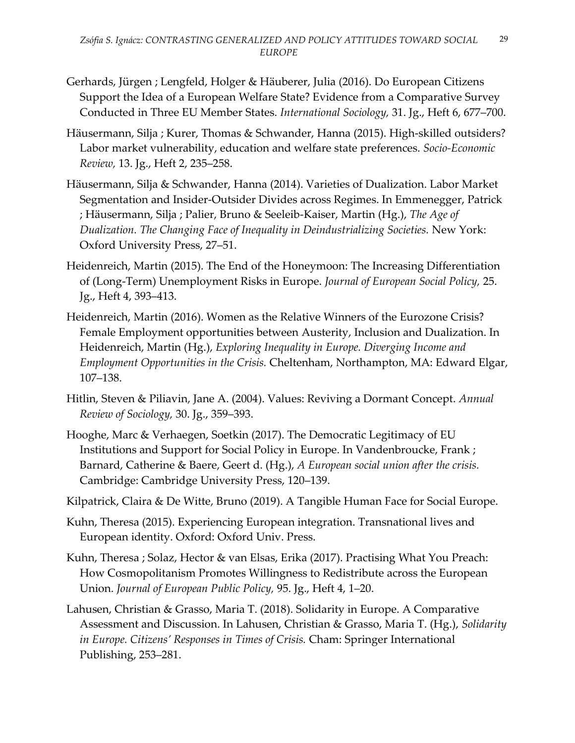Gerhards, Jürgen ; Lengfeld, Holger & Häuberer, Julia (2016). Do European Citizens Support the Idea of a European Welfare State? Evidence from a Comparative Survey Conducted in Three EU Member States. *International Sociology,* 31. Jg., Heft 6, 677–700.

Häusermann, Silja ; Kurer, Thomas & Schwander, Hanna (2015). High-skilled outsiders? Labor market vulnerability, education and welfare state preferences. *Socio-Economic Review,* 13. Jg., Heft 2, 235–258.

Häusermann, Silja & Schwander, Hanna (2014). Varieties of Dualization. Labor Market Segmentation and Insider-Outsider Divides across Regimes. In Emmenegger, Patrick ; Häusermann, Silja ; Palier, Bruno & Seeleib-Kaiser, Martin (Hg.), *The Age of Dualization. The Changing Face of Inequality in Deindustrializing Societies.* New York: Oxford University Press, 27–51.

Heidenreich, Martin (2015). The End of the Honeymoon: The Increasing Differentiation of (Long-Term) Unemployment Risks in Europe. *Journal of European Social Policy,* 25. Jg., Heft 4, 393–413.

Heidenreich, Martin (2016). Women as the Relative Winners of the Eurozone Crisis? Female Employment opportunities between Austerity, Inclusion and Dualization. In Heidenreich, Martin (Hg.), *Exploring Inequality in Europe. Diverging Income and Employment Opportunities in the Crisis.* Cheltenham, Northampton, MA: Edward Elgar, 107–138.

Hitlin, Steven & Piliavin, Jane A. (2004). Values: Reviving a Dormant Concept. *Annual Review of Sociology,* 30. Jg., 359–393.

Hooghe, Marc & Verhaegen, Soetkin (2017). The Democratic Legitimacy of EU Institutions and Support for Social Policy in Europe. In Vandenbroucke, Frank ; Barnard, Catherine & Baere, Geert d. (Hg.), *A European social union after the crisis.* Cambridge: Cambridge University Press, 120–139.

Kilpatrick, Claira & De Witte, Bruno (2019). A Tangible Human Face for Social Europe.

Kuhn, Theresa (2015). Experiencing European integration. Transnational lives and European identity. Oxford: Oxford Univ. Press.

Kuhn, Theresa ; Solaz, Hector & van Elsas, Erika (2017). Practising What You Preach: How Cosmopolitanism Promotes Willingness to Redistribute across the European Union. *Journal of European Public Policy,* 95. Jg., Heft 4, 1–20.

Lahusen, Christian & Grasso, Maria T. (2018). Solidarity in Europe. A Comparative Assessment and Discussion. In Lahusen, Christian & Grasso, Maria T. (Hg.), *Solidarity in Europe. Citizens' Responses in Times of Crisis.* Cham: Springer International Publishing, 253–281.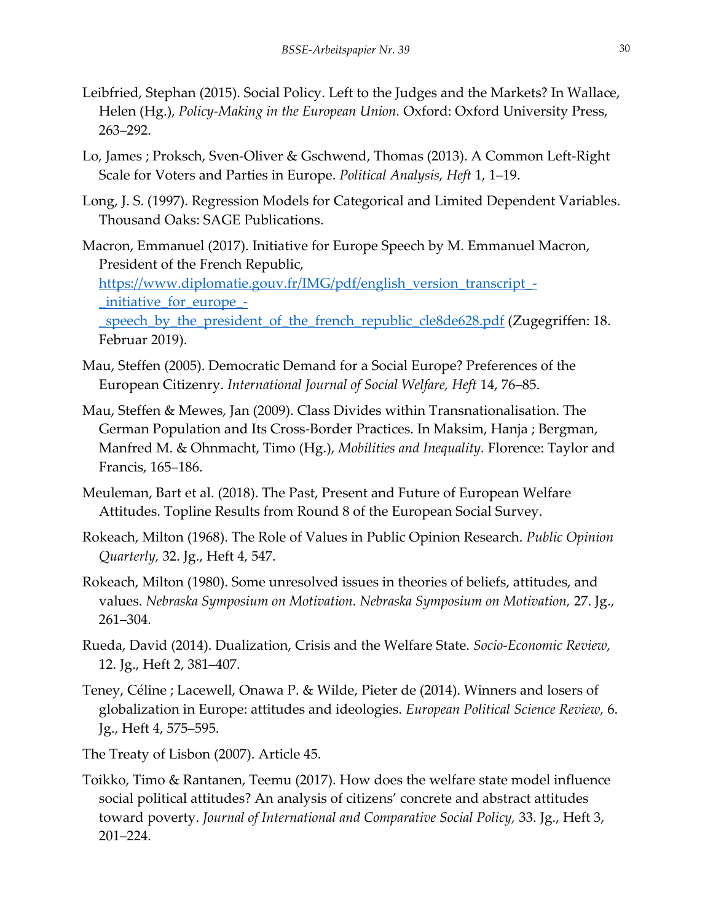Leibfried, Stephan (2015). Social Policy. Left to the Judges and the Markets? In Wallace, Helen (Hg.), *Policy-Making in the European Union.* Oxford: Oxford University Press, 263–292.

Lo, James ; Proksch, Sven-Oliver & Gschwend, Thomas (2013). A Common Left-Right Scale for Voters and Parties in Europe. *Political Analysis, Heft* 1, 1–19.

Long, J. S. (1997). Regression Models for Categorical and Limited Dependent Variables. Thousand Oaks: SAGE Publications.

Macron, Emmanuel (2017). Initiative for Europe Speech by M. Emmanuel Macron, President of the French Republic, https://www.diplomatie.gouv.fr/IMG/pdf/english_version_transcript_-_initiative_for_europe_-_speech_by_the_president_of_the_french_republic_cle8de628.pdf (Zugegriffen: 18. Februar 2019).

Mau, Steffen (2005). Democratic Demand for a Social Europe? Preferences of the European Citizenry. *International Journal of Social Welfare, Heft* 14, 76–85.

Mau, Steffen & Mewes, Jan (2009). Class Divides within Transnationalisation. The German Population and Its Cross-Border Practices. In Maksim, Hanja ; Bergman, Manfred M. & Ohnmacht, Timo (Hg.), *Mobilities and Inequality.* Florence: Taylor and Francis, 165–186.

Meuleman, Bart et al. (2018). The Past, Present and Future of European Welfare Attitudes. Topline Results from Round 8 of the European Social Survey.

Rokeach, Milton (1968). The Role of Values in Public Opinion Research. *Public Opinion Quarterly,* 32. Jg., Heft 4, 547.

Rokeach, Milton (1980). Some unresolved issues in theories of beliefs, attitudes, and values. *Nebraska Symposium on Motivation. Nebraska Symposium on Motivation,* 27. Jg., 261–304.

Rueda, David (2014). Dualization, Crisis and the Welfare State. *Socio-Economic Review,* 12. Jg., Heft 2, 381–407.

Teney, Céline ; Lacewell, Onawa P. & Wilde, Pieter de (2014). Winners and losers of globalization in Europe: attitudes and ideologies. *European Political Science Review,* 6. Jg., Heft 4, 575–595.

The Treaty of Lisbon (2007). Article 45.

Toikko, Timo & Rantanen, Teemu (2017). How does the welfare state model influence social political attitudes? An analysis of citizens' concrete and abstract attitudes toward poverty. *Journal of International and Comparative Social Policy,* 33. Jg., Heft 3, 201–224.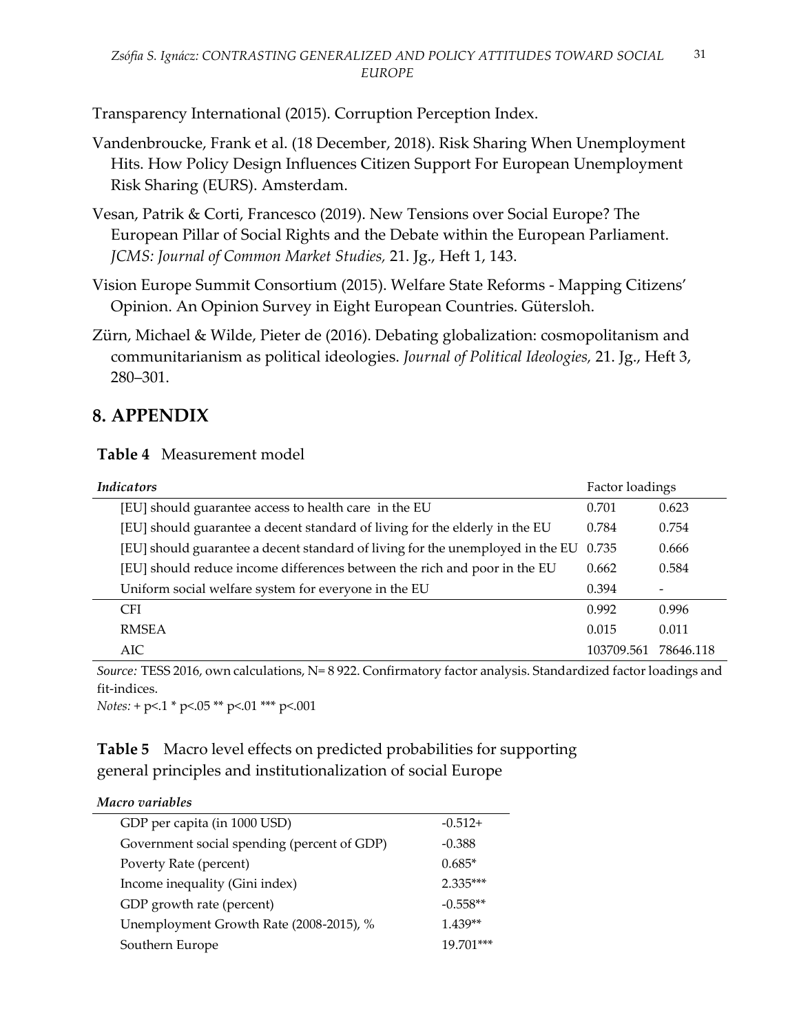Transparency International (2015). Corruption Perception Index.

Vandenbroucke, Frank et al. (18 December, 2018). Risk Sharing When Unemployment Hits. How Policy Design Influences Citizen Support For European Unemployment Risk Sharing (EURS). Amsterdam.

Vesan, Patrik & Corti, Francesco (2019). New Tensions over Social Europe? The European Pillar of Social Rights and the Debate within the European Parliament. *JCMS: Journal of Common Market Studies,* 21. Jg., Heft 1, 143.

Vision Europe Summit Consortium (2015). Welfare State Reforms - Mapping Citizens' Opinion. An Opinion Survey in Eight European Countries. Gütersloh.

Zürn, Michael & Wilde, Pieter de (2016). Debating globalization: cosmopolitanism and communitarianism as political ideologies. *Journal of Political Ideologies,* 21. Jg., Heft 3, 280–301.

## 8. APPENDIX

**Table 4** Measurement model

| *Indicators* | Factor loadings | |
|---|---|---|
| [EU] should guarantee access to health care in the EU | 0.701 | 0.623 |
| [EU] should guarantee a decent standard of living for the elderly in the EU | 0.784 | 0.754 |
| [EU] should guarantee a decent standard of living for the unemployed in the EU | 0.735 | 0.666 |
| [EU] should reduce income differences between the rich and poor in the EU | 0.662 | 0.584 |
| Uniform social welfare system for everyone in the EU | 0.394 | - |
| CFI | 0.992 | 0.996 |
| RMSEA | 0.015 | 0.011 |
| AIC | 103709.561 | 78646.118 |

*Source:* TESS 2016, own calculations, N= 8 922. Confirmatory factor analysis. Standardized factor loadings and fit-indices.
*Notes:* + p<.1 * p<.05 ** p<.01 *** p<.001

**Table 5** Macro level effects on predicted probabilities for supporting general principles and institutionalization of social Europe

| *Macro variables* | |
|---|---|
| GDP per capita (in 1000 USD) | -0.512+ |
| Government social spending (percent of GDP) | -0.388 |
| Poverty Rate (percent) | 0.685* |
| Income inequality (Gini index) | 2.335*** |
| GDP growth rate (percent) | -0.558** |
| Unemployment Growth Rate (2008-2015), % | 1.439** |
| Southern Europe | 19.701*** |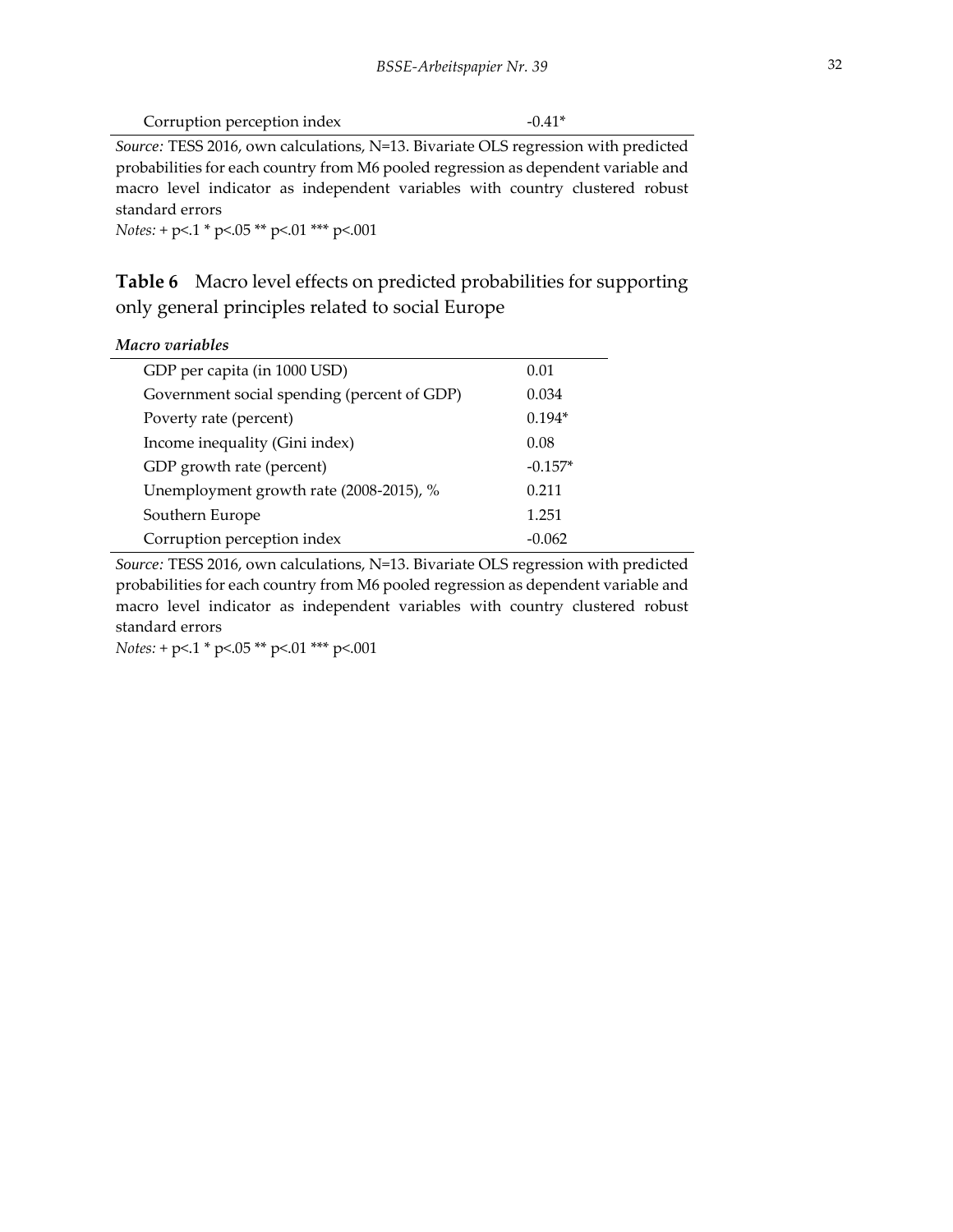| | |
|---|---|
| Corruption perception index | -0.41* |

*Source:* TESS 2016, own calculations, N=13. Bivariate OLS regression with predicted probabilities for each country from M6 pooled regression as dependent variable and macro level indicator as independent variables with country clustered robust standard errors

*Notes:* + p<.1 * p<.05 ** p<.01 *** p<.001

**Table 6** Macro level effects on predicted probabilities for supporting only general principles related to social Europe

| *Macro variables* | |
|---|---|
| GDP per capita (in 1000 USD) | 0.01 |
| Government social spending (percent of GDP) | 0.034 |
| Poverty rate (percent) | 0.194* |
| Income inequality (Gini index) | 0.08 |
| GDP growth rate (percent) | -0.157* |
| Unemployment growth rate (2008-2015), % | 0.211 |
| Southern Europe | 1.251 |
| Corruption perception index | -0.062 |

*Source:* TESS 2016, own calculations, N=13. Bivariate OLS regression with predicted probabilities for each country from M6 pooled regression as dependent variable and macro level indicator as independent variables with country clustered robust standard errors

*Notes:* + p<.1 * p<.05 ** p<.01 *** p<.001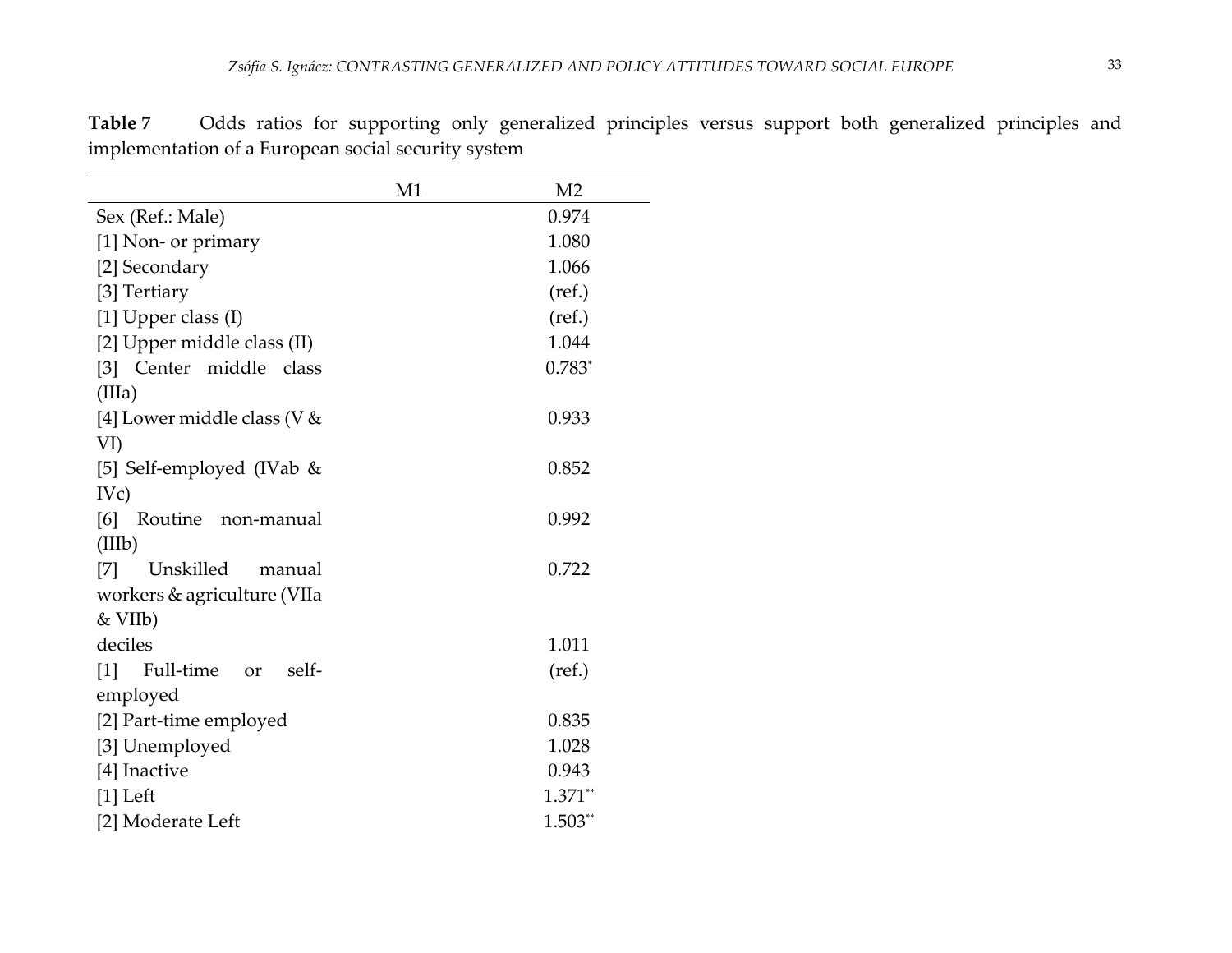**Table 7** Odds ratios for supporting only generalized principles versus support both generalized principles and implementation of a European social security system

| | M1 | M2 |
|---|---|---|
| Sex (Ref.: Male) | | 0.974 |
| [1] Non- or primary | | 1.080 |
| [2] Secondary | | 1.066 |
| [3] Tertiary | | (ref.) |
| [1] Upper class (I) | | (ref.) |
| [2] Upper middle class (II) | | 1.044 |
| [3] Center middle class (IIIa) | | 0.783* |
| [4] Lower middle class (V & VI) | | 0.933 |
| [5] Self-employed (IVab & IVc) | | 0.852 |
| [6] Routine non-manual (IIIb) | | 0.992 |
| [7] Unskilled manual workers & agriculture (VIIa & VIIb) | | 0.722 |
| deciles | | 1.011 |
| [1] Full-time or self-employed | | (ref.) |
| [2] Part-time employed | | 0.835 |
| [3] Unemployed | | 1.028 |
| [4] Inactive | | 0.943 |
| [1] Left | | 1.371** |
| [2] Moderate Left | | 1.503** |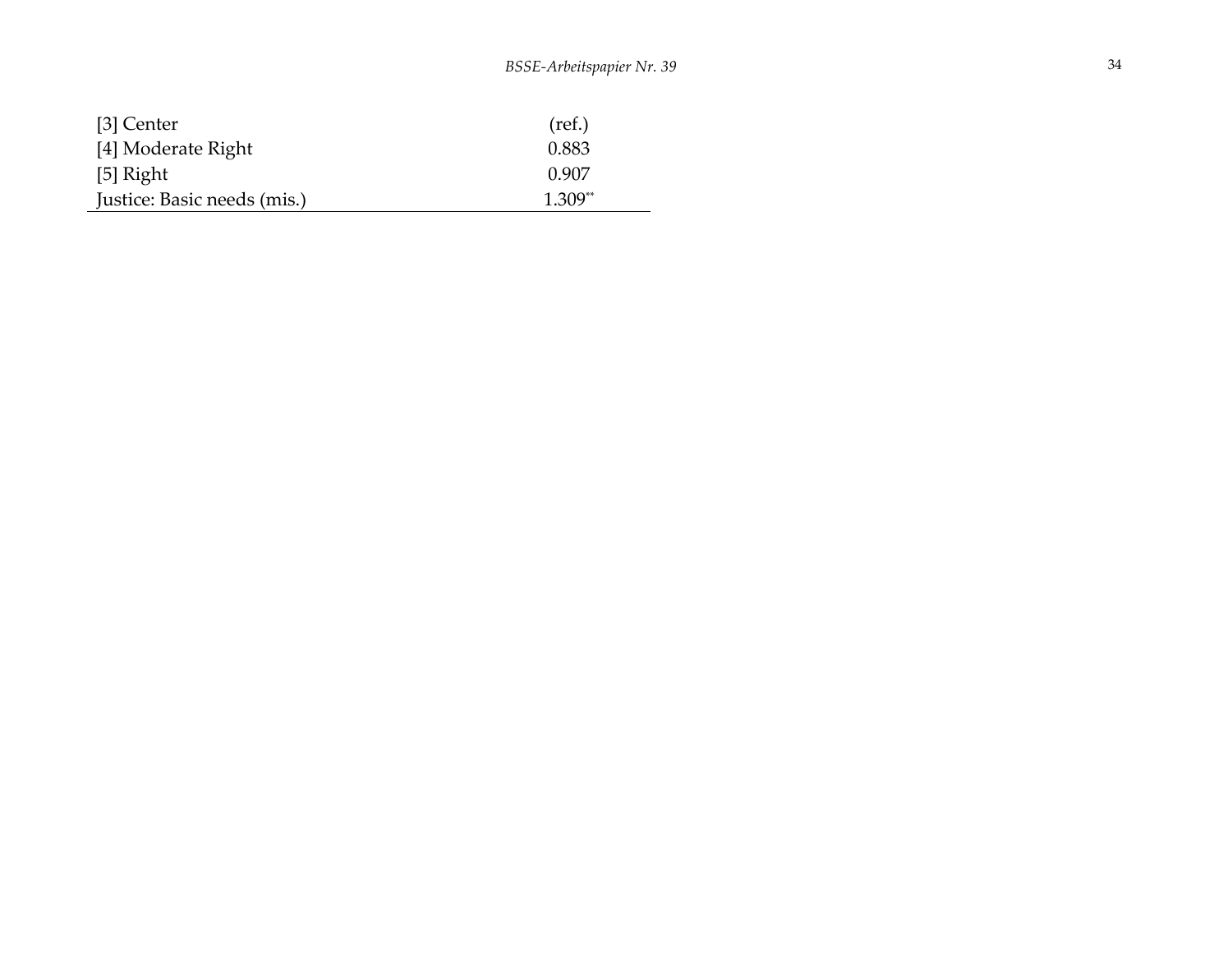| | |
|---|---|
| [3] Center | (ref.) |
| [4] Moderate Right | 0.883 |
| [5] Right | 0.907 |
| Justice: Basic needs (mis.) | 1.309** |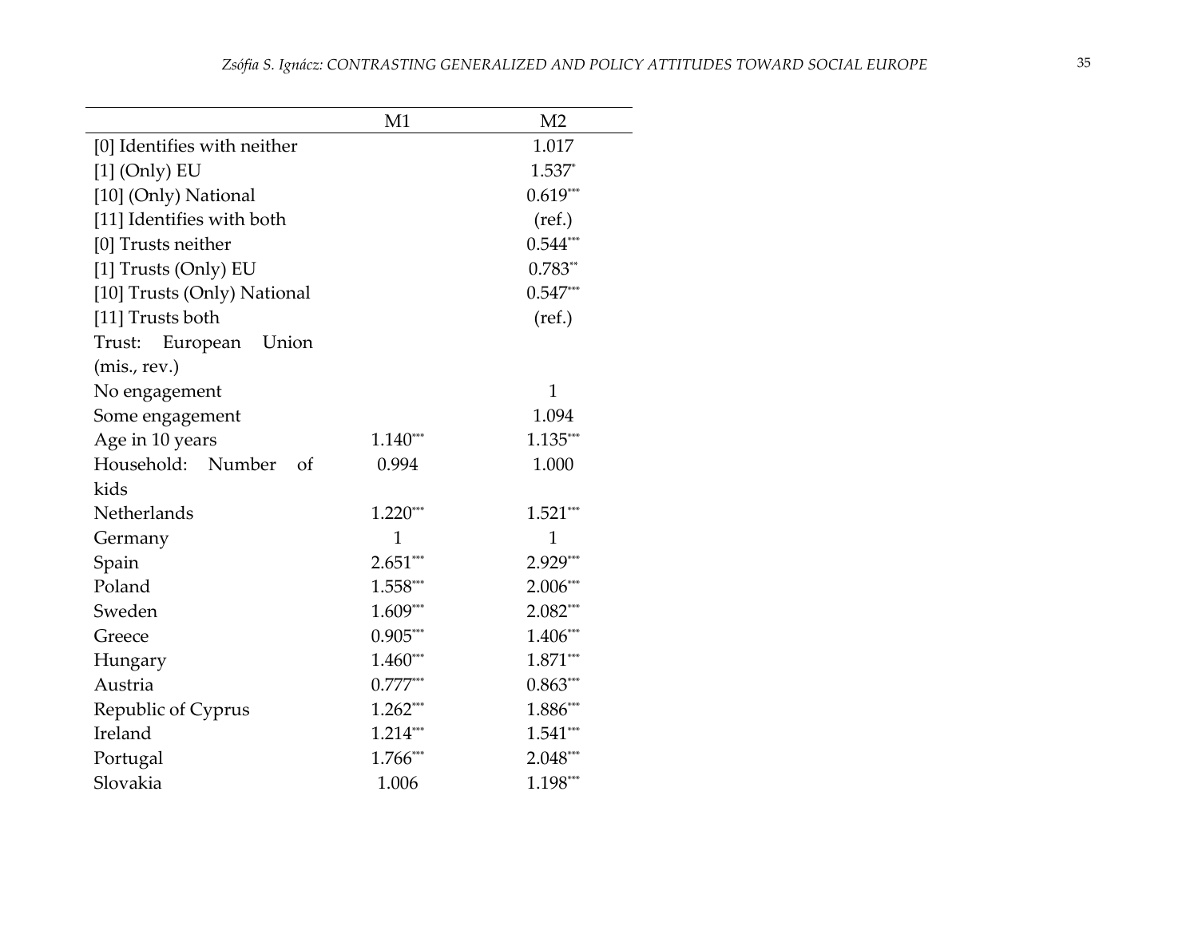| | M1 | M2 |
|---|---|---|
| [0] Identifies with neither | | 1.017 |
| [1] (Only) EU | | 1.537* |
| [10] (Only) National | | 0.619*** |
| [11] Identifies with both | | (ref.) |
| [0] Trusts neither | | 0.544*** |
| [1] Trusts (Only) EU | | 0.783** |
| [10] Trusts (Only) National | | 0.547*** |
| [11] Trusts both | | (ref.) |
| Trust: European Union (mis., rev.) | | |
| No engagement | | 1 |
| Some engagement | | 1.094 |
| Age in 10 years | 1.140*** | 1.135*** |
| Household: Number of kids | 0.994 | 1.000 |
| Netherlands | 1.220*** | 1.521*** |
| Germany | 1 | 1 |
| Spain | 2.651*** | 2.929*** |
| Poland | 1.558*** | 2.006*** |
| Sweden | 1.609*** | 2.082*** |
| Greece | 0.905*** | 1.406*** |
| Hungary | 1.460*** | 1.871*** |
| Austria | 0.777*** | 0.863*** |
| Republic of Cyprus | 1.262*** | 1.886*** |
| Ireland | 1.214*** | 1.541*** |
| Portugal | 1.766*** | 2.048*** |
| Slovakia | 1.006 | 1.198*** |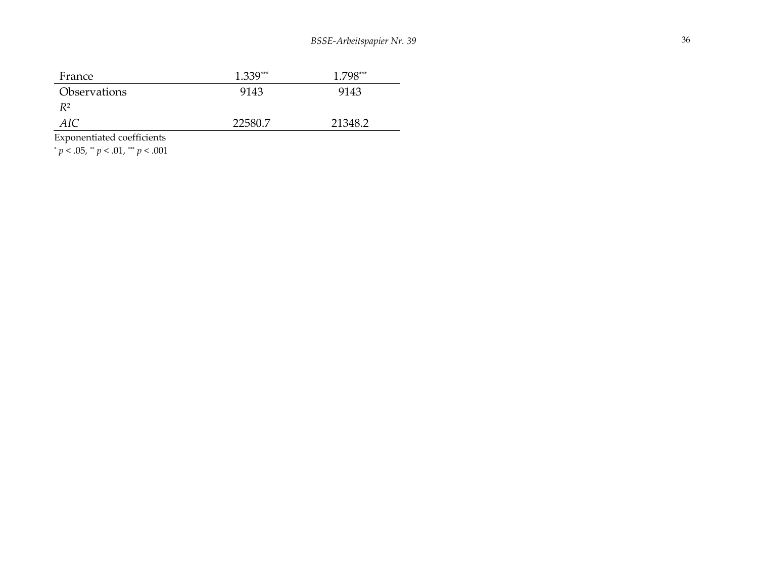| | | |
|---|---|---|
| France | 1.339*** | 1.798*** |
| Observations | 9143 | 9143 |
| $R^2$ | | |
| *AIC* | 22580.7 | 21348.2 |

Exponentiated coefficients

* $p < .05$, ** $p < .01$, *** $p < .001$